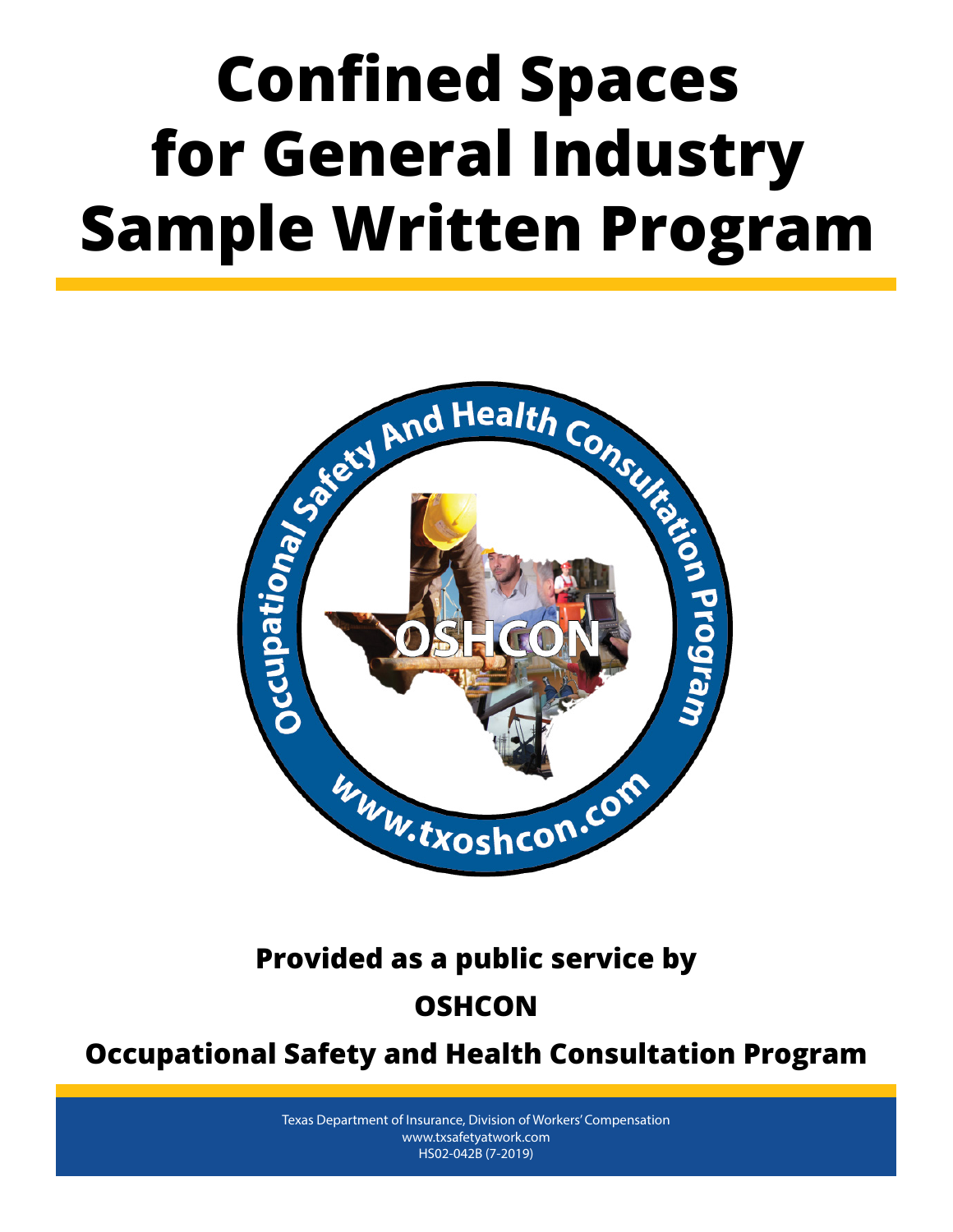# Confined Spaces for General Industry Sample Written Program

**Provided as a public service by**

**OSHCON**

**Occupational Safety and Health Consultation Program**

Texas Department of Insurance, Division of Workers' Compensation
www.txsafetyatwork.com
HS02-042B (7-2019)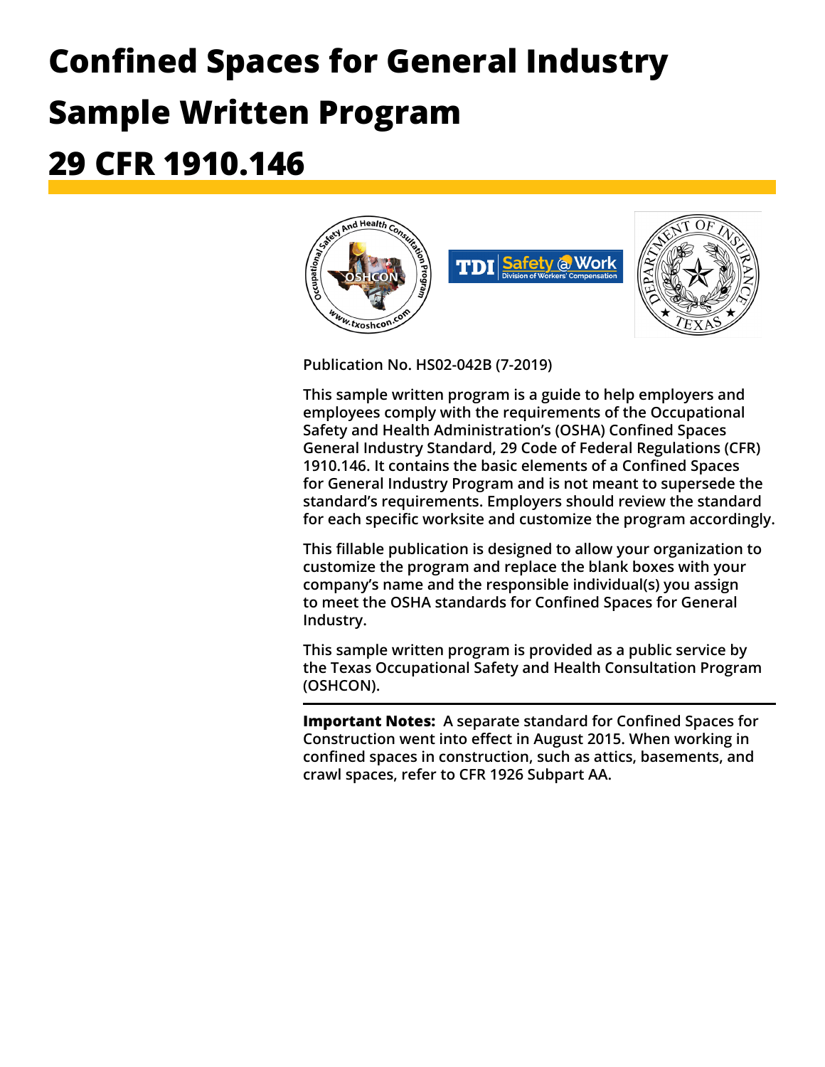# Confined Spaces for General Industry Sample Written Program 29 CFR 1910.146

Publication No. HS02-042B (7-2019)

This sample written program is a guide to help employers and employees comply with the requirements of the Occupational Safety and Health Administration's (OSHA) Confined Spaces General Industry Standard, 29 Code of Federal Regulations (CFR) 1910.146. It contains the basic elements of a Confined Spaces for General Industry Program and is not meant to supersede the standard's requirements. Employers should review the standard for each specific worksite and customize the program accordingly.

This fillable publication is designed to allow your organization to customize the program and replace the blank boxes with your company's name and the responsible individual(s) you assign to meet the OSHA standards for Confined Spaces for General Industry.

This sample written program is provided as a public service by the Texas Occupational Safety and Health Consultation Program (OSHCON).

---

**Important Notes:** A separate standard for Confined Spaces for Construction went into effect in August 2015. When working in confined spaces in construction, such as attics, basements, and crawl spaces, refer to CFR 1926 Subpart AA.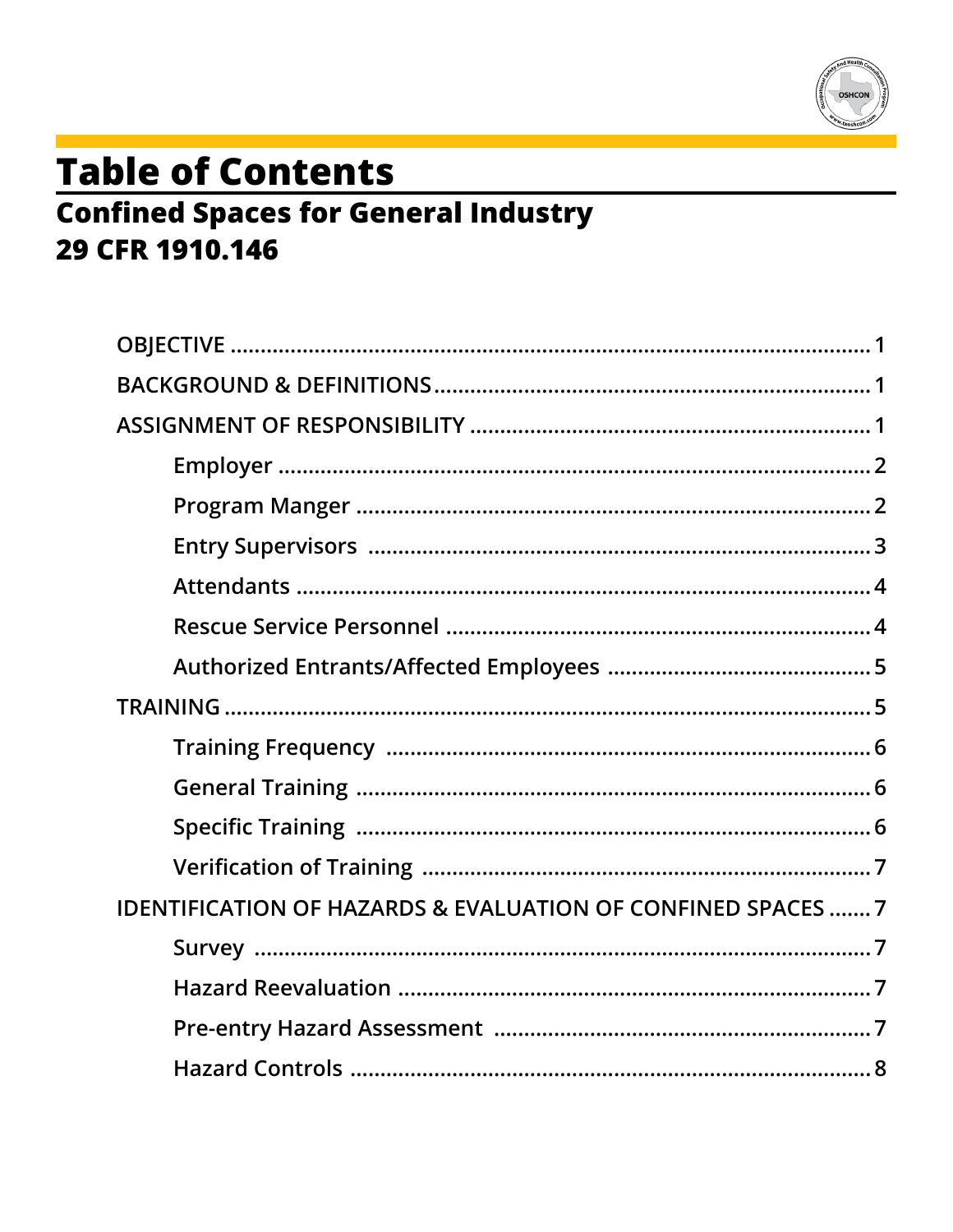# Table of Contents

## Confined Spaces for General Industry
## 29 CFR 1910.146

- OBJECTIVE ........ 1
- BACKGROUND & DEFINITIONS ........ 1
- ASSIGNMENT OF RESPONSIBILITY ........ 1
  - Employer ........ 2
  - Program Manger ........ 2
  - Entry Supervisors ........ 3
  - Attendants ........ 4
  - Rescue Service Personnel ........ 4
  - Authorized Entrants/Affected Employees ........ 5
- TRAINING ........ 5
  - Training Frequency ........ 6
  - General Training ........ 6
  - Specific Training ........ 6
  - Verification of Training ........ 7
- IDENTIFICATION OF HAZARDS & EVALUATION OF CONFINED SPACES ........ 7
  - Survey ........ 7
  - Hazard Reevaluation ........ 7
  - Pre-entry Hazard Assessment ........ 7
  - Hazard Controls ........ 8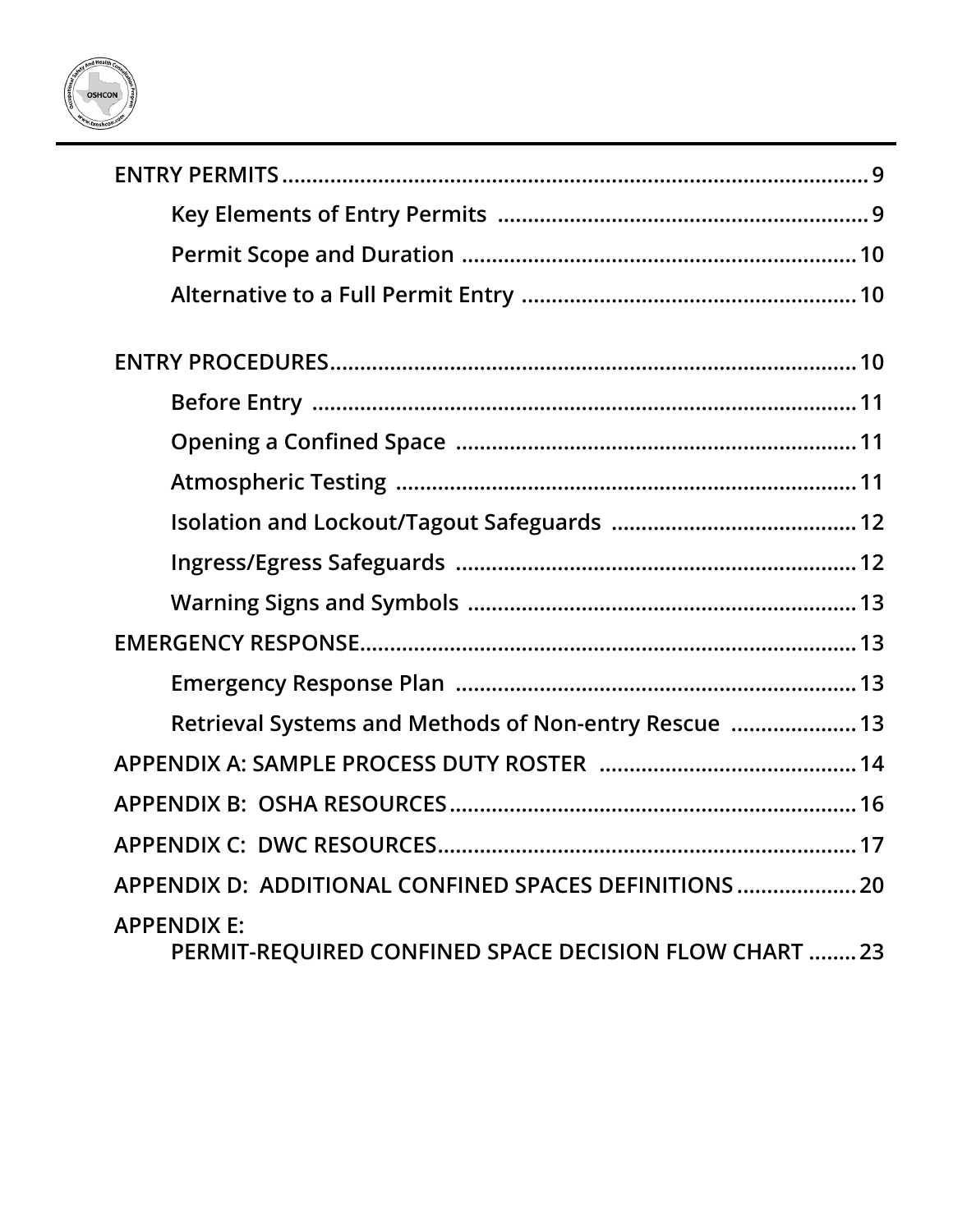ENTRY PERMITS .......... 9

- Key Elements of Entry Permits .......... 9
- Permit Scope and Duration .......... 10
- Alternative to a Full Permit Entry .......... 10

ENTRY PROCEDURES .......... 10

- Before Entry .......... 11
- Opening a Confined Space .......... 11
- Atmospheric Testing .......... 11
- Isolation and Lockout/Tagout Safeguards .......... 12
- Ingress/Egress Safeguards .......... 12
- Warning Signs and Symbols .......... 13

EMERGENCY RESPONSE .......... 13

- Emergency Response Plan .......... 13
- Retrieval Systems and Methods of Non-entry Rescue .......... 13

APPENDIX A: SAMPLE PROCESS DUTY ROSTER .......... 14

APPENDIX B: OSHA RESOURCES .......... 16

APPENDIX C: DWC RESOURCES .......... 17

APPENDIX D: ADDITIONAL CONFINED SPACES DEFINITIONS .......... 20

APPENDIX E:
PERMIT-REQUIRED CONFINED SPACE DECISION FLOW CHART .......... 23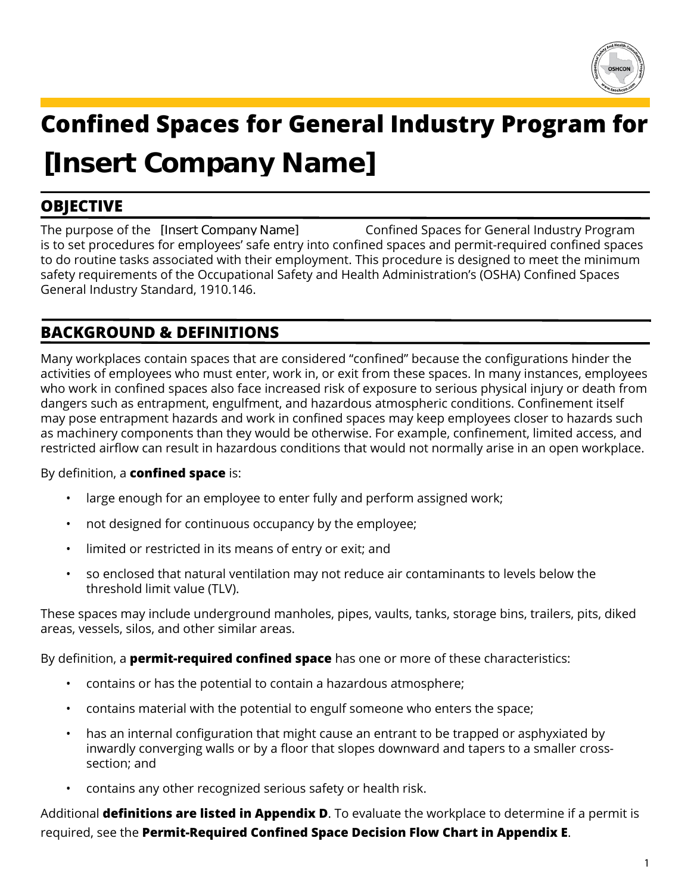# Confined Spaces for General Industry Program for [Insert Company Name]

## OBJECTIVE

The purpose of the [Insert Company Name] Confined Spaces for General Industry Program is to set procedures for employees' safe entry into confined spaces and permit-required confined spaces to do routine tasks associated with their employment. This procedure is designed to meet the minimum safety requirements of the Occupational Safety and Health Administration's (OSHA) Confined Spaces General Industry Standard, 1910.146.

## BACKGROUND & DEFINITIONS

Many workplaces contain spaces that are considered "confined" because the configurations hinder the activities of employees who must enter, work in, or exit from these spaces. In many instances, employees who work in confined spaces also face increased risk of exposure to serious physical injury or death from dangers such as entrapment, engulfment, and hazardous atmospheric conditions. Confinement itself may pose entrapment hazards and work in confined spaces may keep employees closer to hazards such as machinery components than they would be otherwise. For example, confinement, limited access, and restricted airflow can result in hazardous conditions that would not normally arise in an open workplace.

By definition, a **confined space** is:

- large enough for an employee to enter fully and perform assigned work;
- not designed for continuous occupancy by the employee;
- limited or restricted in its means of entry or exit; and
- so enclosed that natural ventilation may not reduce air contaminants to levels below the threshold limit value (TLV).

These spaces may include underground manholes, pipes, vaults, tanks, storage bins, trailers, pits, diked areas, vessels, silos, and other similar areas.

By definition, a **permit-required confined space** has one or more of these characteristics:

- contains or has the potential to contain a hazardous atmosphere;
- contains material with the potential to engulf someone who enters the space;
- has an internal configuration that might cause an entrant to be trapped or asphyxiated by inwardly converging walls or by a floor that slopes downward and tapers to a smaller cross-section; and
- contains any other recognized serious safety or health risk.

Additional **definitions are listed in Appendix D**. To evaluate the workplace to determine if a permit is required, see the **Permit-Required Confined Space Decision Flow Chart in Appendix E**.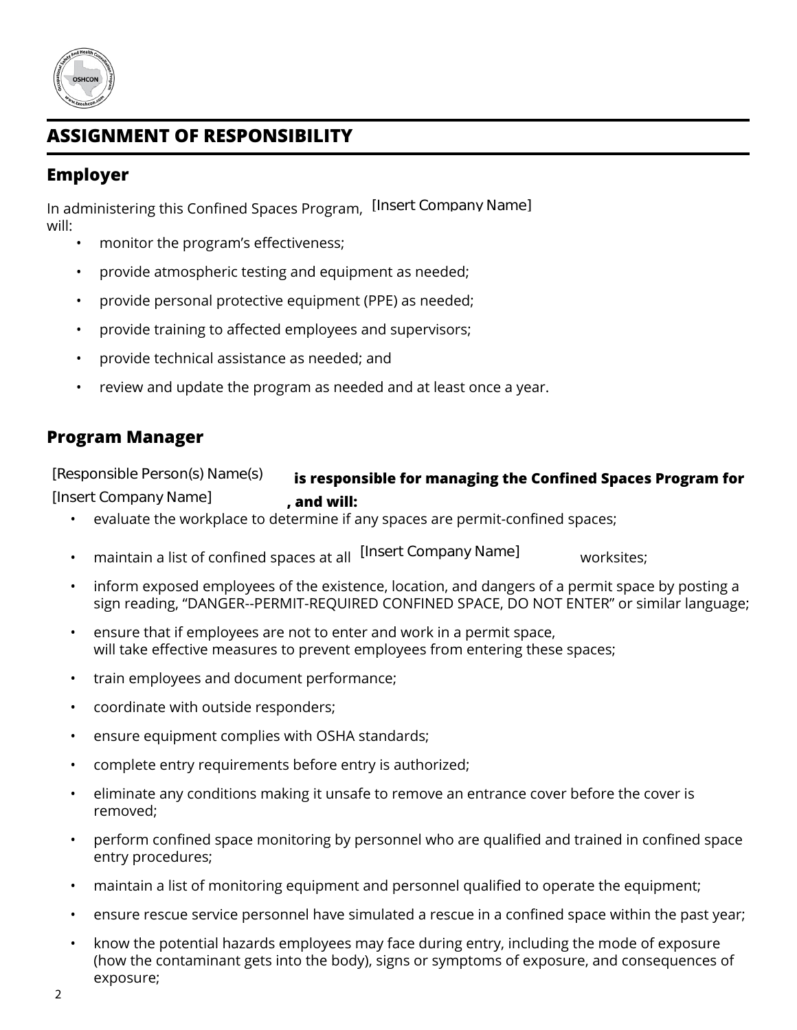## ASSIGNMENT OF RESPONSIBILITY

### Employer

In administering this Confined Spaces Program, [Insert Company Name] will:

- monitor the program's effectiveness;
- provide atmospheric testing and equipment as needed;
- provide personal protective equipment (PPE) as needed;
- provide training to affected employees and supervisors;
- provide technical assistance as needed; and
- review and update the program as needed and at least once a year.

### Program Manager

[Responsible Person(s) Name(s)] **is responsible for managing the Confined Spaces Program for** [Insert Company Name]**, and will:**

- evaluate the workplace to determine if any spaces are permit-confined spaces;
- maintain a list of confined spaces at all [Insert Company Name] worksites;
- inform exposed employees of the existence, location, and dangers of a permit space by posting a sign reading, "DANGER--PERMIT-REQUIRED CONFINED SPACE, DO NOT ENTER" or similar language;
- ensure that if employees are not to enter and work in a permit space, will take effective measures to prevent employees from entering these spaces;
- train employees and document performance;
- coordinate with outside responders;
- ensure equipment complies with OSHA standards;
- complete entry requirements before entry is authorized;
- eliminate any conditions making it unsafe to remove an entrance cover before the cover is removed;
- perform confined space monitoring by personnel who are qualified and trained in confined space entry procedures;
- maintain a list of monitoring equipment and personnel qualified to operate the equipment;
- ensure rescue service personnel have simulated a rescue in a confined space within the past year;
- know the potential hazards employees may face during entry, including the mode of exposure (how the contaminant gets into the body), signs or symptoms of exposure, and consequences of exposure;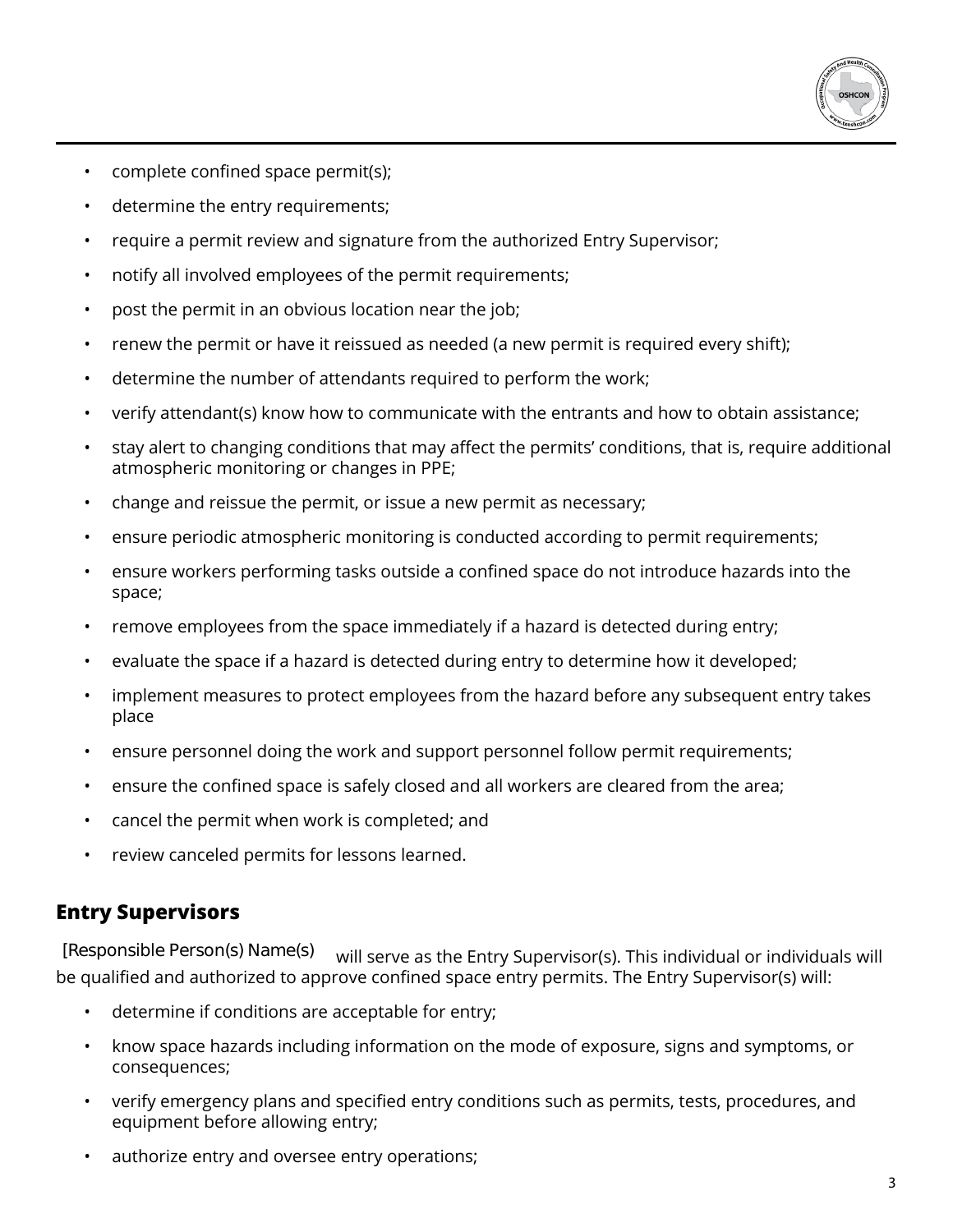- complete confined space permit(s);
- determine the entry requirements;
- require a permit review and signature from the authorized Entry Supervisor;
- notify all involved employees of the permit requirements;
- post the permit in an obvious location near the job;
- renew the permit or have it reissued as needed (a new permit is required every shift);
- determine the number of attendants required to perform the work;
- verify attendant(s) know how to communicate with the entrants and how to obtain assistance;
- stay alert to changing conditions that may affect the permits' conditions, that is, require additional atmospheric monitoring or changes in PPE;
- change and reissue the permit, or issue a new permit as necessary;
- ensure periodic atmospheric monitoring is conducted according to permit requirements;
- ensure workers performing tasks outside a confined space do not introduce hazards into the space;
- remove employees from the space immediately if a hazard is detected during entry;
- evaluate the space if a hazard is detected during entry to determine how it developed;
- implement measures to protect employees from the hazard before any subsequent entry takes place
- ensure personnel doing the work and support personnel follow permit requirements;
- ensure the confined space is safely closed and all workers are cleared from the area;
- cancel the permit when work is completed; and
- review canceled permits for lessons learned.

## Entry Supervisors

[Responsible Person(s) Name(s)] will serve as the Entry Supervisor(s). This individual or individuals will be qualified and authorized to approve confined space entry permits. The Entry Supervisor(s) will:

- determine if conditions are acceptable for entry;
- know space hazards including information on the mode of exposure, signs and symptoms, or consequences;
- verify emergency plans and specified entry conditions such as permits, tests, procedures, and equipment before allowing entry;
- authorize entry and oversee entry operations;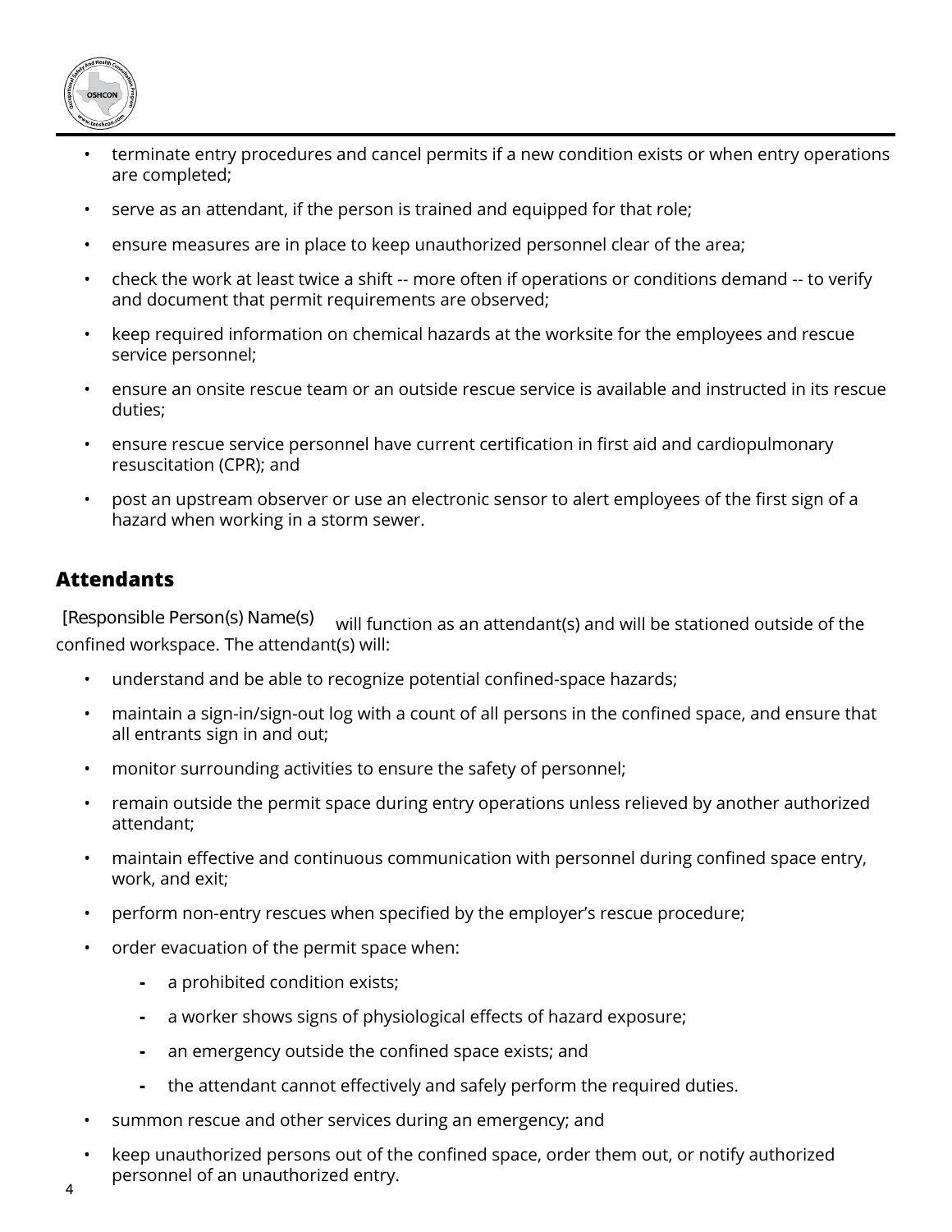- terminate entry procedures and cancel permits if a new condition exists or when entry operations are completed;
- serve as an attendant, if the person is trained and equipped for that role;
- ensure measures are in place to keep unauthorized personnel clear of the area;
- check the work at least twice a shift -- more often if operations or conditions demand -- to verify and document that permit requirements are observed;
- keep required information on chemical hazards at the worksite for the employees and rescue service personnel;
- ensure an onsite rescue team or an outside rescue service is available and instructed in its rescue duties;
- ensure rescue service personnel have current certification in first aid and cardiopulmonary resuscitation (CPR); and
- post an upstream observer or use an electronic sensor to alert employees of the first sign of a hazard when working in a storm sewer.

## Attendants

[Responsible Person(s) Name(s) will function as an attendant(s) and will be stationed outside of the confined workspace. The attendant(s) will:

- understand and be able to recognize potential confined-space hazards;
- maintain a sign-in/sign-out log with a count of all persons in the confined space, and ensure that all entrants sign in and out;
- monitor surrounding activities to ensure the safety of personnel;
- remain outside the permit space during entry operations unless relieved by another authorized attendant;
- maintain effective and continuous communication with personnel during confined space entry, work, and exit;
- perform non-entry rescues when specified by the employer's rescue procedure;
- order evacuation of the permit space when:
    - a prohibited condition exists;
    - a worker shows signs of physiological effects of hazard exposure;
    - an emergency outside the confined space exists; and
    - the attendant cannot effectively and safely perform the required duties.
- summon rescue and other services during an emergency; and
- keep unauthorized persons out of the confined space, order them out, or notify authorized personnel of an unauthorized entry.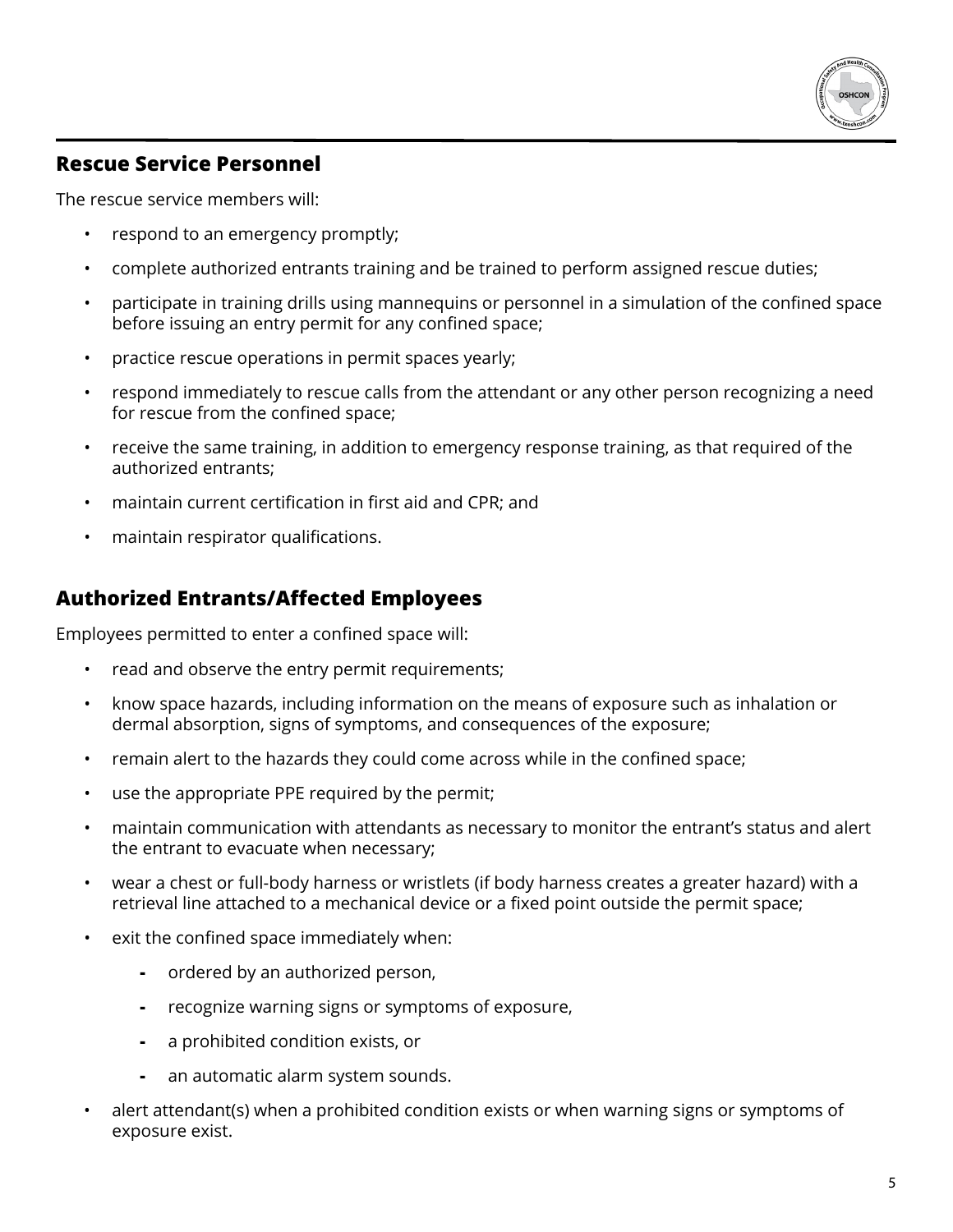## Rescue Service Personnel

The rescue service members will:

- respond to an emergency promptly;
- complete authorized entrants training and be trained to perform assigned rescue duties;
- participate in training drills using mannequins or personnel in a simulation of the confined space before issuing an entry permit for any confined space;
- practice rescue operations in permit spaces yearly;
- respond immediately to rescue calls from the attendant or any other person recognizing a need for rescue from the confined space;
- receive the same training, in addition to emergency response training, as that required of the authorized entrants;
- maintain current certification in first aid and CPR; and
- maintain respirator qualifications.

## Authorized Entrants/Affected Employees

Employees permitted to enter a confined space will:

- read and observe the entry permit requirements;
- know space hazards, including information on the means of exposure such as inhalation or dermal absorption, signs of symptoms, and consequences of the exposure;
- remain alert to the hazards they could come across while in the confined space;
- use the appropriate PPE required by the permit;
- maintain communication with attendants as necessary to monitor the entrant's status and alert the entrant to evacuate when necessary;
- wear a chest or full-body harness or wristlets (if body harness creates a greater hazard) with a retrieval line attached to a mechanical device or a fixed point outside the permit space;
- exit the confined space immediately when:
  - ordered by an authorized person,
  - recognize warning signs or symptoms of exposure,
  - a prohibited condition exists, or
  - an automatic alarm system sounds.
- alert attendant(s) when a prohibited condition exists or when warning signs or symptoms of exposure exist.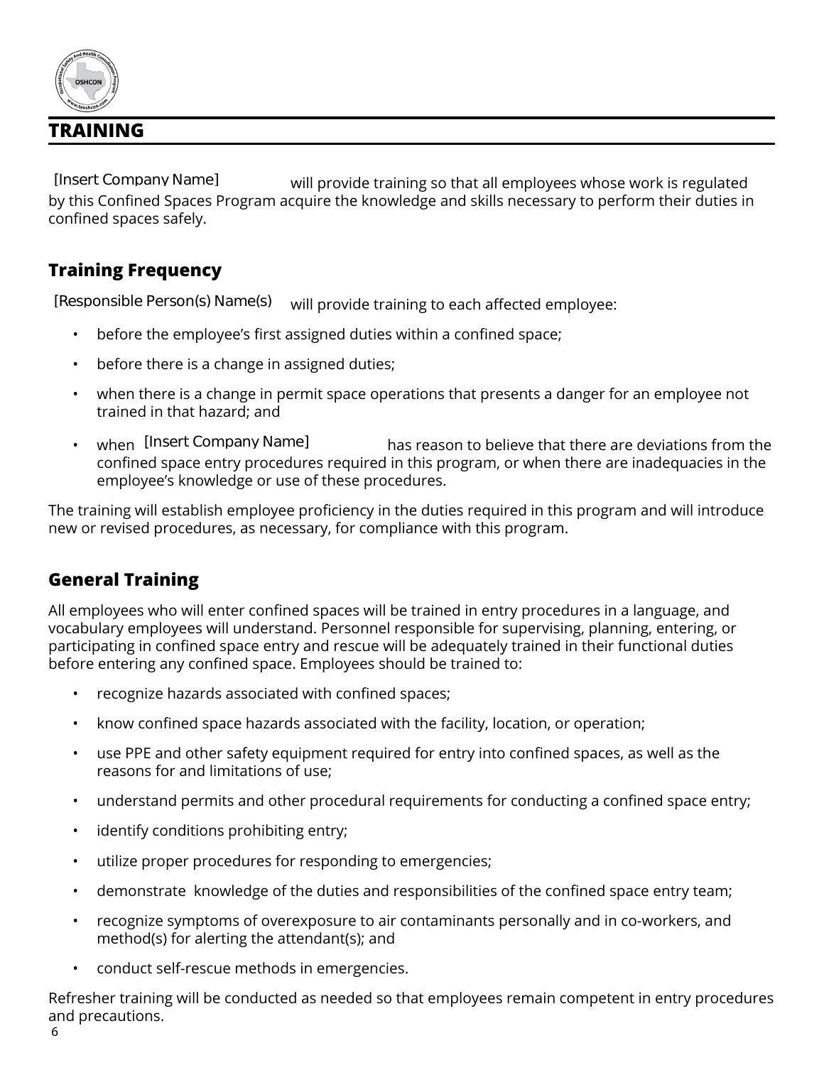## TRAINING

[Insert Company Name] will provide training so that all employees whose work is regulated by this Confined Spaces Program acquire the knowledge and skills necessary to perform their duties in confined spaces safely.

### Training Frequency

[Responsible Person(s) Name(s)] will provide training to each affected employee:

- before the employee's first assigned duties within a confined space;
- before there is a change in assigned duties;
- when there is a change in permit space operations that presents a danger for an employee not trained in that hazard; and
- when [Insert Company Name] has reason to believe that there are deviations from the confined space entry procedures required in this program, or when there are inadequacies in the employee's knowledge or use of these procedures.

The training will establish employee proficiency in the duties required in this program and will introduce new or revised procedures, as necessary, for compliance with this program.

### General Training

All employees who will enter confined spaces will be trained in entry procedures in a language, and vocabulary employees will understand. Personnel responsible for supervising, planning, entering, or participating in confined space entry and rescue will be adequately trained in their functional duties before entering any confined space. Employees should be trained to:

- recognize hazards associated with confined spaces;
- know confined space hazards associated with the facility, location, or operation;
- use PPE and other safety equipment required for entry into confined spaces, as well as the reasons for and limitations of use;
- understand permits and other procedural requirements for conducting a confined space entry;
- identify conditions prohibiting entry;
- utilize proper procedures for responding to emergencies;
- demonstrate knowledge of the duties and responsibilities of the confined space entry team;
- recognize symptoms of overexposure to air contaminants personally and in co-workers, and method(s) for alerting the attendant(s); and
- conduct self-rescue methods in emergencies.

Refresher training will be conducted as needed so that employees remain competent in entry procedures and precautions.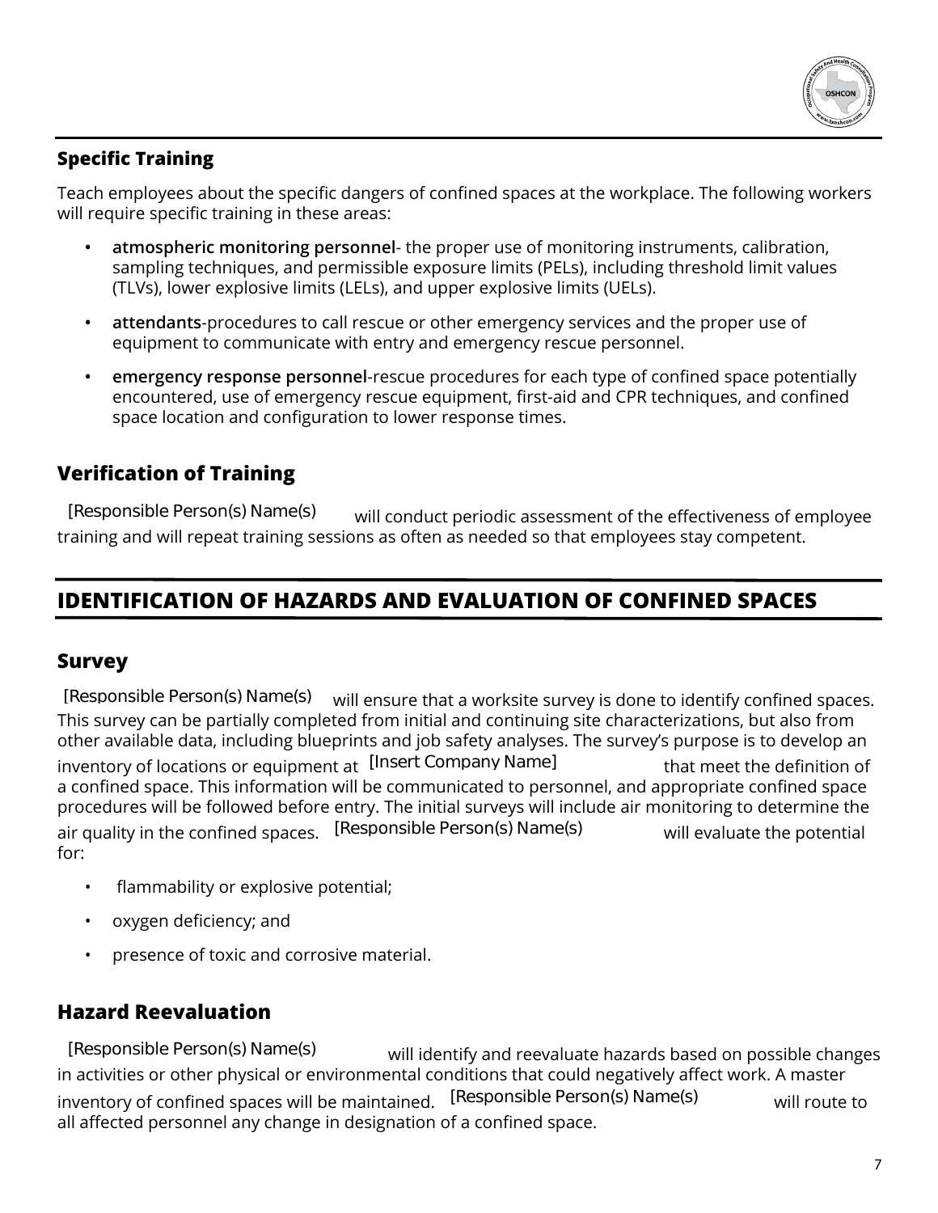### Specific Training

Teach employees about the specific dangers of confined spaces at the workplace. The following workers will require specific training in these areas:

- **atmospheric monitoring personnel**- the proper use of monitoring instruments, calibration, sampling techniques, and permissible exposure limits (PELs), including threshold limit values (TLVs), lower explosive limits (LELs), and upper explosive limits (UELs).
- **attendants**-procedures to call rescue or other emergency services and the proper use of equipment to communicate with entry and emergency rescue personnel.
- **emergency response personnel**-rescue procedures for each type of confined space potentially encountered, use of emergency rescue equipment, first-aid and CPR techniques, and confined space location and configuration to lower response times.

### Verification of Training

[Responsible Person(s) Name(s)] will conduct periodic assessment of the effectiveness of employee training and will repeat training sessions as often as needed so that employees stay competent.

## IDENTIFICATION OF HAZARDS AND EVALUATION OF CONFINED SPACES

### Survey

[Responsible Person(s) Name(s)] will ensure that a worksite survey is done to identify confined spaces. This survey can be partially completed from initial and continuing site characterizations, but also from other available data, including blueprints and job safety analyses. The survey's purpose is to develop an inventory of locations or equipment at [Insert Company Name] that meet the definition of a confined space. This information will be communicated to personnel, and appropriate confined space procedures will be followed before entry. The initial surveys will include air monitoring to determine the air quality in the confined spaces. [Responsible Person(s) Name(s)] will evaluate the potential for:

- flammability or explosive potential;
- oxygen deficiency; and
- presence of toxic and corrosive material.

### Hazard Reevaluation

[Responsible Person(s) Name(s)] will identify and reevaluate hazards based on possible changes in activities or other physical or environmental conditions that could negatively affect work. A master inventory of confined spaces will be maintained. [Responsible Person(s) Name(s)] will route to all affected personnel any change in designation of a confined space.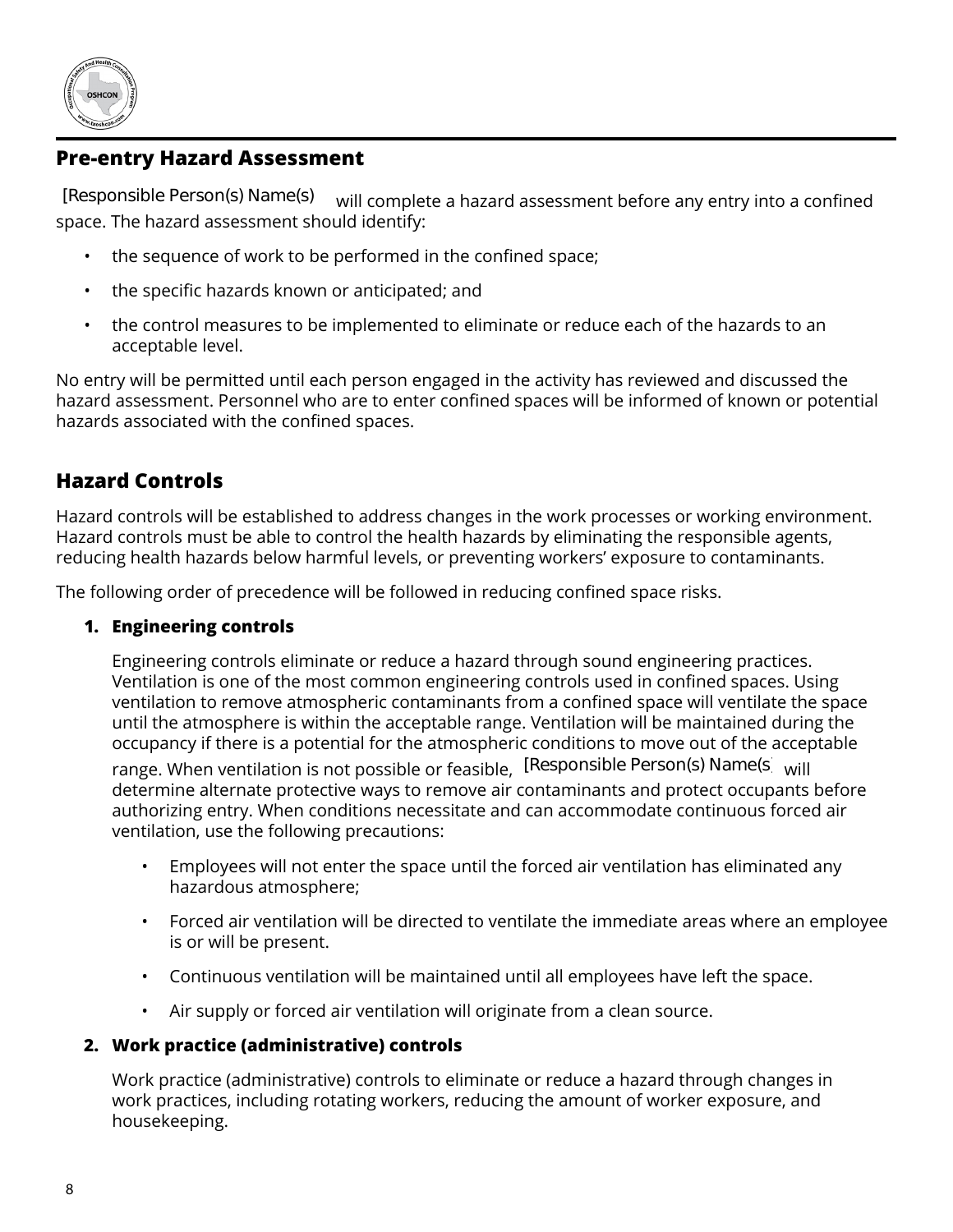## Pre-entry Hazard Assessment

[Responsible Person(s) Name(s) will complete a hazard assessment before any entry into a confined space. The hazard assessment should identify:

- the sequence of work to be performed in the confined space;
- the specific hazards known or anticipated; and
- the control measures to be implemented to eliminate or reduce each of the hazards to an acceptable level.

No entry will be permitted until each person engaged in the activity has reviewed and discussed the hazard assessment. Personnel who are to enter confined spaces will be informed of known or potential hazards associated with the confined spaces.

## Hazard Controls

Hazard controls will be established to address changes in the work processes or working environment. Hazard controls must be able to control the health hazards by eliminating the responsible agents, reducing health hazards below harmful levels, or preventing workers' exposure to contaminants.

The following order of precedence will be followed in reducing confined space risks.

1. **Engineering controls**

   Engineering controls eliminate or reduce a hazard through sound engineering practices. Ventilation is one of the most common engineering controls used in confined spaces. Using ventilation to remove atmospheric contaminants from a confined space will ventilate the space until the atmosphere is within the acceptable range. Ventilation will be maintained during the occupancy if there is a potential for the atmospheric conditions to move out of the acceptable range. When ventilation is not possible or feasible, [Responsible Person(s) Name(s) will determine alternate protective ways to remove air contaminants and protect occupants before authorizing entry. When conditions necessitate and can accommodate continuous forced air ventilation, use the following precautions:

   - Employees will not enter the space until the forced air ventilation has eliminated any hazardous atmosphere;
   - Forced air ventilation will be directed to ventilate the immediate areas where an employee is or will be present.
   - Continuous ventilation will be maintained until all employees have left the space.
   - Air supply or forced air ventilation will originate from a clean source.

2. **Work practice (administrative) controls**

   Work practice (administrative) controls to eliminate or reduce a hazard through changes in work practices, including rotating workers, reducing the amount of worker exposure, and housekeeping.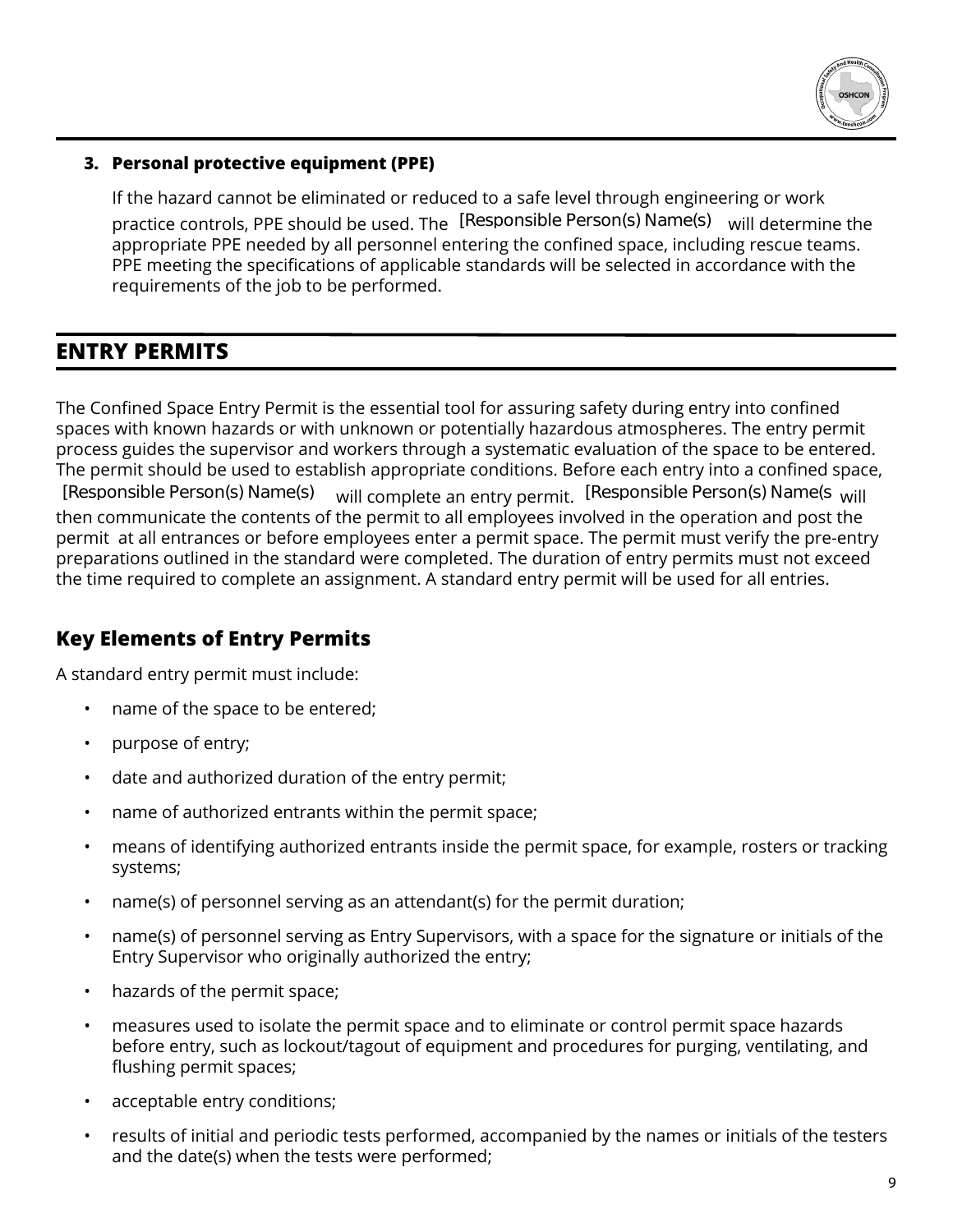3. **Personal protective equipment (PPE)**

   If the hazard cannot be eliminated or reduced to a safe level through engineering or work practice controls, PPE should be used. The [Responsible Person(s) Name(s) will determine the appropriate PPE needed by all personnel entering the confined space, including rescue teams. PPE meeting the specifications of applicable standards will be selected in accordance with the requirements of the job to be performed.

## ENTRY PERMITS

The Confined Space Entry Permit is the essential tool for assuring safety during entry into confined spaces with known hazards or with unknown or potentially hazardous atmospheres. The entry permit process guides the supervisor and workers through a systematic evaluation of the space to be entered. The permit should be used to establish appropriate conditions. Before each entry into a confined space, [Responsible Person(s) Name(s) will complete an entry permit. [Responsible Person(s) Name(s will then communicate the contents of the permit to all employees involved in the operation and post the permit at all entrances or before employees enter a permit space. The permit must verify the pre-entry preparations outlined in the standard were completed. The duration of entry permits must not exceed the time required to complete an assignment. A standard entry permit will be used for all entries.

### Key Elements of Entry Permits

A standard entry permit must include:

- name of the space to be entered;
- purpose of entry;
- date and authorized duration of the entry permit;
- name of authorized entrants within the permit space;
- means of identifying authorized entrants inside the permit space, for example, rosters or tracking systems;
- name(s) of personnel serving as an attendant(s) for the permit duration;
- name(s) of personnel serving as Entry Supervisors, with a space for the signature or initials of the Entry Supervisor who originally authorized the entry;
- hazards of the permit space;
- measures used to isolate the permit space and to eliminate or control permit space hazards before entry, such as lockout/tagout of equipment and procedures for purging, ventilating, and flushing permit spaces;
- acceptable entry conditions;
- results of initial and periodic tests performed, accompanied by the names or initials of the testers and the date(s) when the tests were performed;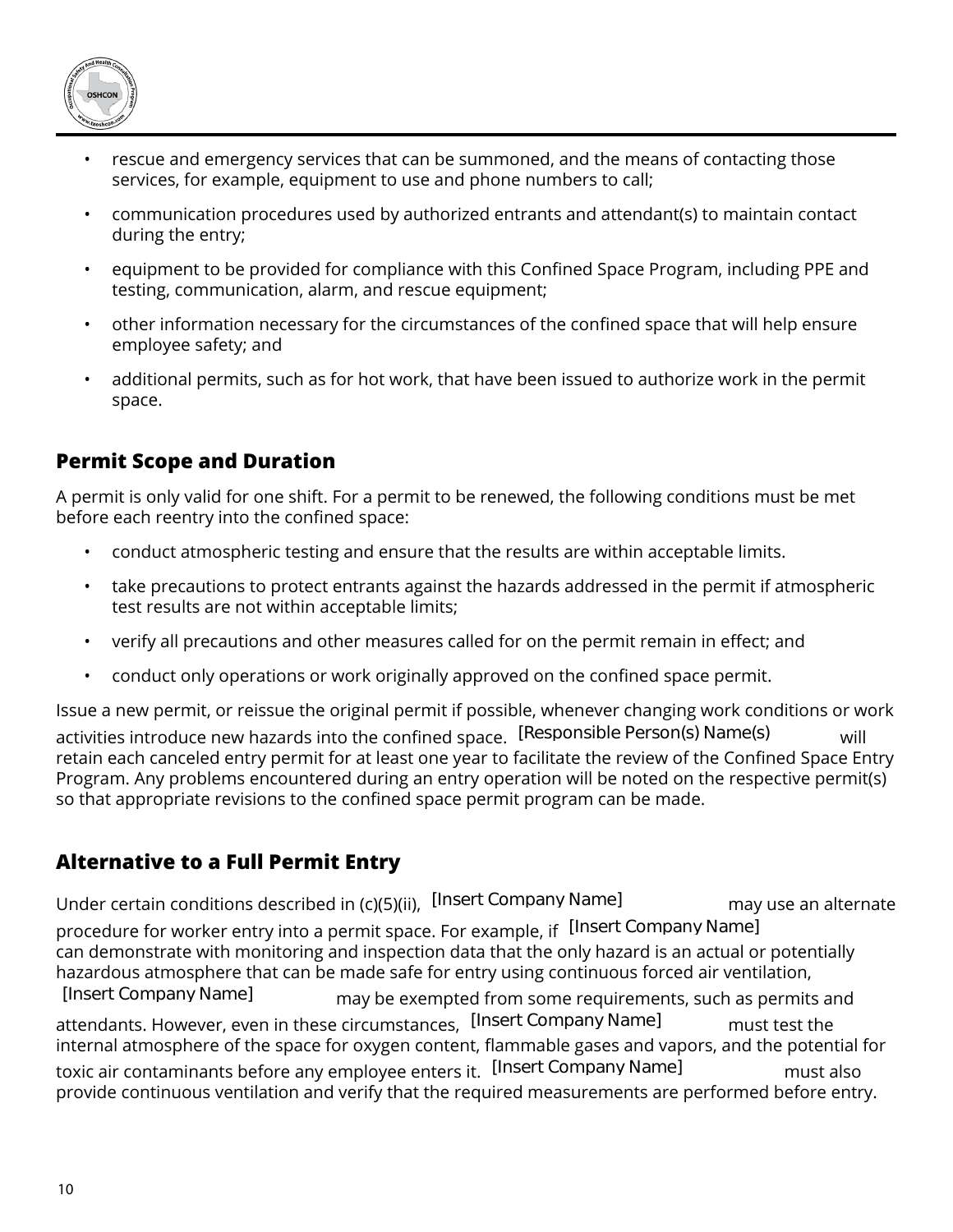- rescue and emergency services that can be summoned, and the means of contacting those services, for example, equipment to use and phone numbers to call;
- communication procedures used by authorized entrants and attendant(s) to maintain contact during the entry;
- equipment to be provided for compliance with this Confined Space Program, including PPE and testing, communication, alarm, and rescue equipment;
- other information necessary for the circumstances of the confined space that will help ensure employee safety; and
- additional permits, such as for hot work, that have been issued to authorize work in the permit space.

## Permit Scope and Duration

A permit is only valid for one shift. For a permit to be renewed, the following conditions must be met before each reentry into the confined space:

- conduct atmospheric testing and ensure that the results are within acceptable limits.
- take precautions to protect entrants against the hazards addressed in the permit if atmospheric test results are not within acceptable limits;
- verify all precautions and other measures called for on the permit remain in effect; and
- conduct only operations or work originally approved on the confined space permit.

Issue a new permit, or reissue the original permit if possible, whenever changing work conditions or work activities introduce new hazards into the confined space. [Responsible Person(s) Name(s)] will retain each canceled entry permit for at least one year to facilitate the review of the Confined Space Entry Program. Any problems encountered during an entry operation will be noted on the respective permit(s) so that appropriate revisions to the confined space permit program can be made.

## Alternative to a Full Permit Entry

Under certain conditions described in (c)(5)(ii), [Insert Company Name] may use an alternate procedure for worker entry into a permit space. For example, if [Insert Company Name] can demonstrate with monitoring and inspection data that the only hazard is an actual or potentially hazardous atmosphere that can be made safe for entry using continuous forced air ventilation, [Insert Company Name] may be exempted from some requirements, such as permits and attendants. However, even in these circumstances, [Insert Company Name] must test the internal atmosphere of the space for oxygen content, flammable gases and vapors, and the potential for toxic air contaminants before any employee enters it. [Insert Company Name] must also provide continuous ventilation and verify that the required measurements are performed before entry.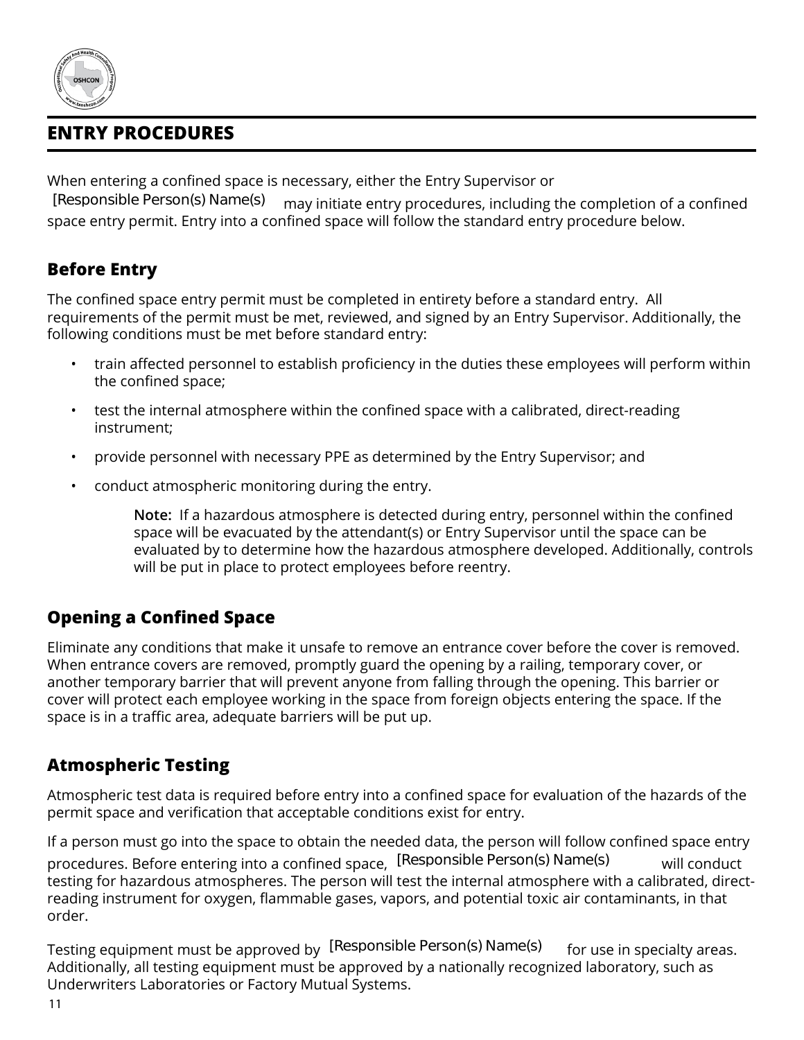## ENTRY PROCEDURES

When entering a confined space is necessary, either the Entry Supervisor or [Responsible Person(s) Name(s) may initiate entry procedures, including the completion of a confined space entry permit. Entry into a confined space will follow the standard entry procedure below.

### Before Entry

The confined space entry permit must be completed in entirety before a standard entry. All requirements of the permit must be met, reviewed, and signed by an Entry Supervisor. Additionally, the following conditions must be met before standard entry:

- train affected personnel to establish proficiency in the duties these employees will perform within the confined space;
- test the internal atmosphere within the confined space with a calibrated, direct-reading instrument;
- provide personnel with necessary PPE as determined by the Entry Supervisor; and
- conduct atmospheric monitoring during the entry.

> **Note:** If a hazardous atmosphere is detected during entry, personnel within the confined space will be evacuated by the attendant(s) or Entry Supervisor until the space can be evaluated by to determine how the hazardous atmosphere developed. Additionally, controls will be put in place to protect employees before reentry.

### Opening a Confined Space

Eliminate any conditions that make it unsafe to remove an entrance cover before the cover is removed. When entrance covers are removed, promptly guard the opening by a railing, temporary cover, or another temporary barrier that will prevent anyone from falling through the opening. This barrier or cover will protect each employee working in the space from foreign objects entering the space. If the space is in a traffic area, adequate barriers will be put up.

### Atmospheric Testing

Atmospheric test data is required before entry into a confined space for evaluation of the hazards of the permit space and verification that acceptable conditions exist for entry.

If a person must go into the space to obtain the needed data, the person will follow confined space entry procedures. Before entering into a confined space, [Responsible Person(s) Name(s) will conduct testing for hazardous atmospheres. The person will test the internal atmosphere with a calibrated, direct-reading instrument for oxygen, flammable gases, vapors, and potential toxic air contaminants, in that order.

Testing equipment must be approved by [Responsible Person(s) Name(s) for use in specialty areas. Additionally, all testing equipment must be approved by a nationally recognized laboratory, such as Underwriters Laboratories or Factory Mutual Systems.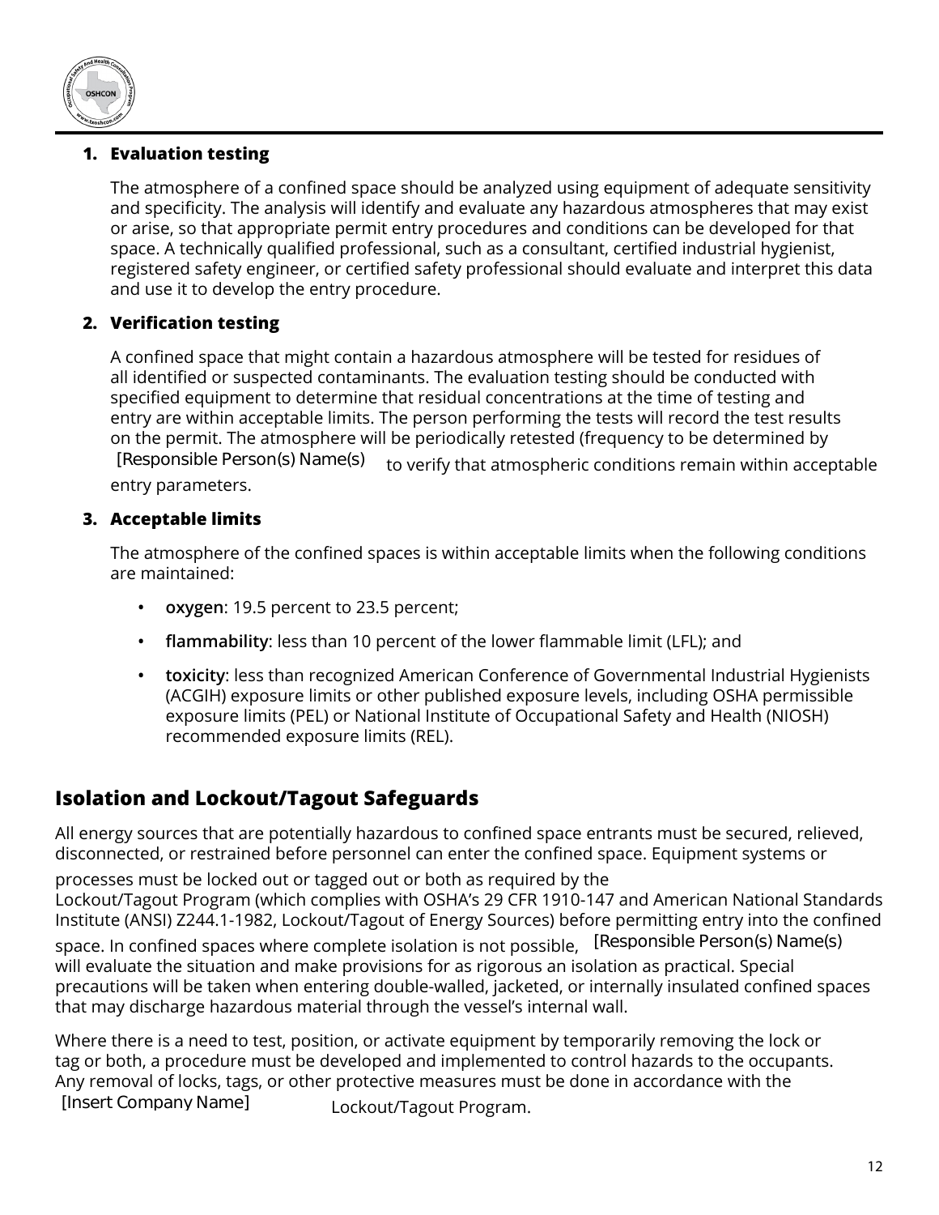1. **Evaluation testing**

   The atmosphere of a confined space should be analyzed using equipment of adequate sensitivity and specificity. The analysis will identify and evaluate any hazardous atmospheres that may exist or arise, so that appropriate permit entry procedures and conditions can be developed for that space. A technically qualified professional, such as a consultant, certified industrial hygienist, registered safety engineer, or certified safety professional should evaluate and interpret this data and use it to develop the entry procedure.

2. **Verification testing**

   A confined space that might contain a hazardous atmosphere will be tested for residues of all identified or suspected contaminants. The evaluation testing should be conducted with specified equipment to determine that residual concentrations at the time of testing and entry are within acceptable limits. The person performing the tests will record the test results on the permit. The atmosphere will be periodically retested (frequency to be determined by [Responsible Person(s) Name(s) to verify that atmospheric conditions remain within acceptable entry parameters.

3. **Acceptable limits**

   The atmosphere of the confined spaces is within acceptable limits when the following conditions are maintained:

   - **oxygen**: 19.5 percent to 23.5 percent;
   - **flammability**: less than 10 percent of the lower flammable limit (LFL); and
   - **toxicity**: less than recognized American Conference of Governmental Industrial Hygienists (ACGIH) exposure limits or other published exposure levels, including OSHA permissible exposure limits (PEL) or National Institute of Occupational Safety and Health (NIOSH) recommended exposure limits (REL).

## Isolation and Lockout/Tagout Safeguards

All energy sources that are potentially hazardous to confined space entrants must be secured, relieved, disconnected, or restrained before personnel can enter the confined space. Equipment systems or processes must be locked out or tagged out or both as required by the Lockout/Tagout Program (which complies with OSHA's 29 CFR 1910-147 and American National Standards Institute (ANSI) Z244.1-1982, Lockout/Tagout of Energy Sources) before permitting entry into the confined space. In confined spaces where complete isolation is not possible, [Responsible Person(s) Name(s) will evaluate the situation and make provisions for as rigorous an isolation as practical. Special precautions will be taken when entering double-walled, jacketed, or internally insulated confined spaces that may discharge hazardous material through the vessel's internal wall.

Where there is a need to test, position, or activate equipment by temporarily removing the lock or tag or both, a procedure must be developed and implemented to control hazards to the occupants. Any removal of locks, tags, or other protective measures must be done in accordance with the [Insert Company Name] Lockout/Tagout Program.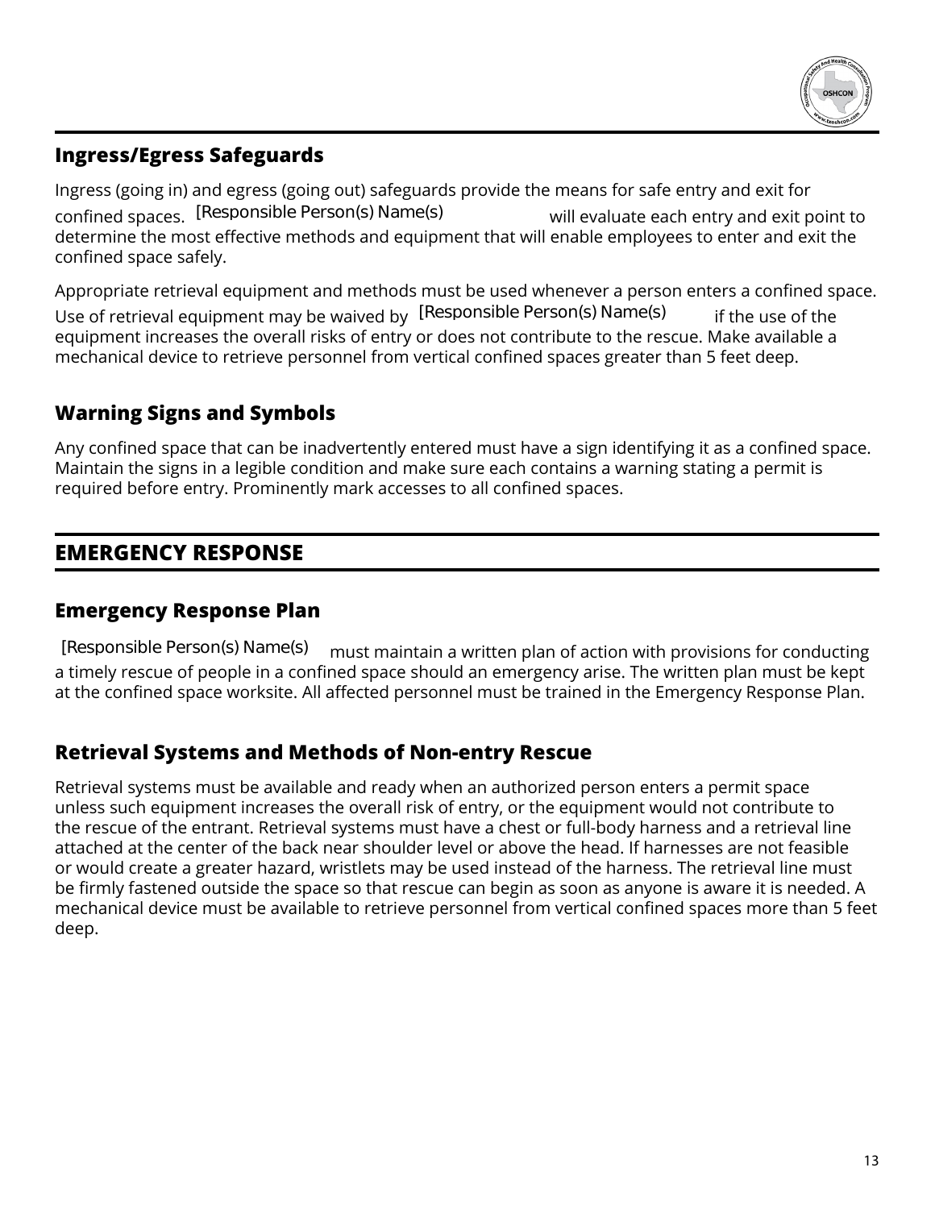### Ingress/Egress Safeguards

Ingress (going in) and egress (going out) safeguards provide the means for safe entry and exit for confined spaces. [Responsible Person(s) Name(s) will evaluate each entry and exit point to determine the most effective methods and equipment that will enable employees to enter and exit the confined space safely.

Appropriate retrieval equipment and methods must be used whenever a person enters a confined space. Use of retrieval equipment may be waived by [Responsible Person(s) Name(s) if the use of the equipment increases the overall risks of entry or does not contribute to the rescue. Make available a mechanical device to retrieve personnel from vertical confined spaces greater than 5 feet deep.

### Warning Signs and Symbols

Any confined space that can be inadvertently entered must have a sign identifying it as a confined space. Maintain the signs in a legible condition and make sure each contains a warning stating a permit is required before entry. Prominently mark accesses to all confined spaces.

## EMERGENCY RESPONSE

### Emergency Response Plan

[Responsible Person(s) Name(s) must maintain a written plan of action with provisions for conducting a timely rescue of people in a confined space should an emergency arise. The written plan must be kept at the confined space worksite. All affected personnel must be trained in the Emergency Response Plan.

### Retrieval Systems and Methods of Non-entry Rescue

Retrieval systems must be available and ready when an authorized person enters a permit space unless such equipment increases the overall risk of entry, or the equipment would not contribute to the rescue of the entrant. Retrieval systems must have a chest or full-body harness and a retrieval line attached at the center of the back near shoulder level or above the head. If harnesses are not feasible or would create a greater hazard, wristlets may be used instead of the harness. The retrieval line must be firmly fastened outside the space so that rescue can begin as soon as anyone is aware it is needed. A mechanical device must be available to retrieve personnel from vertical confined spaces more than 5 feet deep.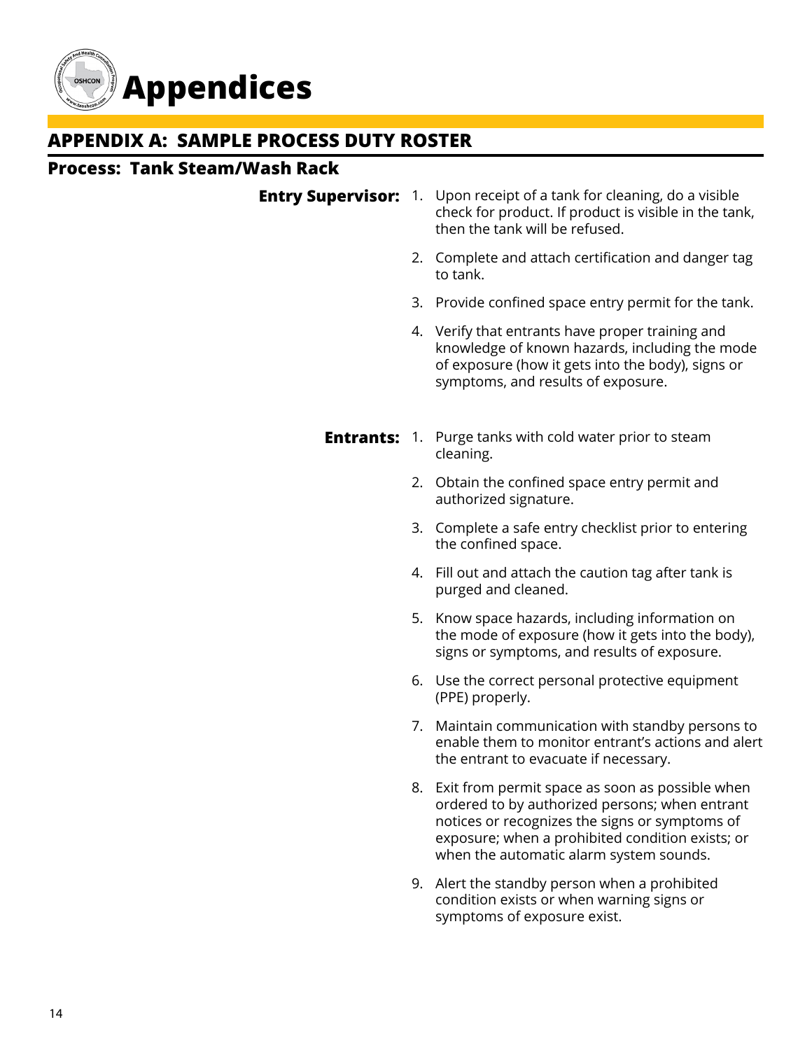# Appendices

## APPENDIX A: SAMPLE PROCESS DUTY ROSTER

### Process: Tank Steam/Wash Rack

**Entry Supervisor:**

1. Upon receipt of a tank for cleaning, do a visible check for product. If product is visible in the tank, then the tank will be refused.
2. Complete and attach certification and danger tag to tank.
3. Provide confined space entry permit for the tank.
4. Verify that entrants have proper training and knowledge of known hazards, including the mode of exposure (how it gets into the body), signs or symptoms, and results of exposure.

**Entrants:**

1. Purge tanks with cold water prior to steam cleaning.
2. Obtain the confined space entry permit and authorized signature.
3. Complete a safe entry checklist prior to entering the confined space.
4. Fill out and attach the caution tag after tank is purged and cleaned.
5. Know space hazards, including information on the mode of exposure (how it gets into the body), signs or symptoms, and results of exposure.
6. Use the correct personal protective equipment (PPE) properly.
7. Maintain communication with standby persons to enable them to monitor entrant's actions and alert the entrant to evacuate if necessary.
8. Exit from permit space as soon as possible when ordered to by authorized persons; when entrant notices or recognizes the signs or symptoms of exposure; when a prohibited condition exists; or when the automatic alarm system sounds.
9. Alert the standby person when a prohibited condition exists or when warning signs or symptoms of exposure exist.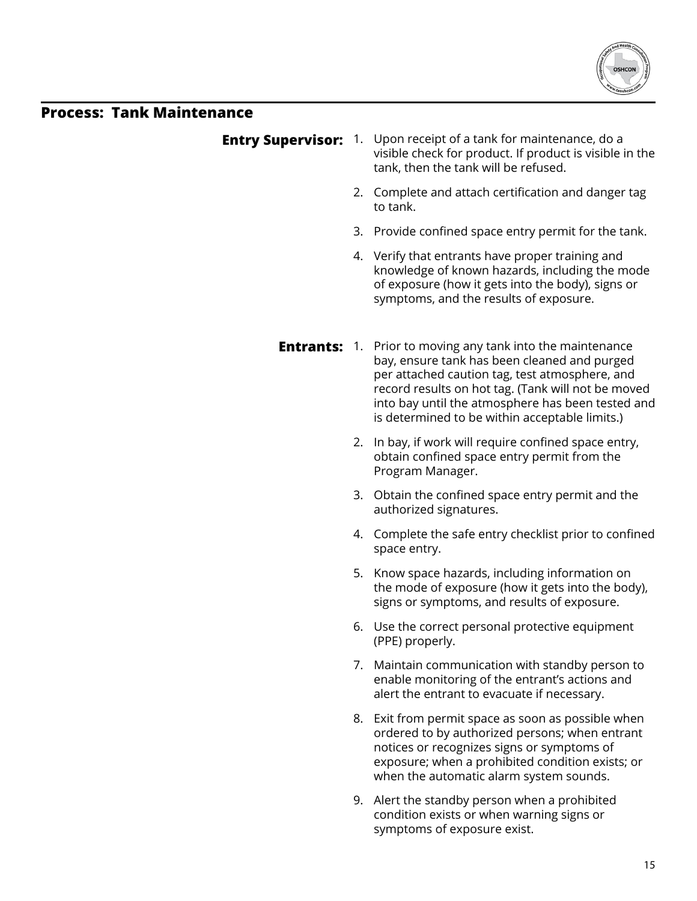## Process: Tank Maintenance

**Entry Supervisor:**

1. Upon receipt of a tank for maintenance, do a visible check for product. If product is visible in the tank, then the tank will be refused.
2. Complete and attach certification and danger tag to tank.
3. Provide confined space entry permit for the tank.
4. Verify that entrants have proper training and knowledge of known hazards, including the mode of exposure (how it gets into the body), signs or symptoms, and the results of exposure.

**Entrants:**

1. Prior to moving any tank into the maintenance bay, ensure tank has been cleaned and purged per attached caution tag, test atmosphere, and record results on hot tag. (Tank will not be moved into bay until the atmosphere has been tested and is determined to be within acceptable limits.)
2. In bay, if work will require confined space entry, obtain confined space entry permit from the Program Manager.
3. Obtain the confined space entry permit and the authorized signatures.
4. Complete the safe entry checklist prior to confined space entry.
5. Know space hazards, including information on the mode of exposure (how it gets into the body), signs or symptoms, and results of exposure.
6. Use the correct personal protective equipment (PPE) properly.
7. Maintain communication with standby person to enable monitoring of the entrant's actions and alert the entrant to evacuate if necessary.
8. Exit from permit space as soon as possible when ordered to by authorized persons; when entrant notices or recognizes signs or symptoms of exposure; when a prohibited condition exists; or when the automatic alarm system sounds.
9. Alert the standby person when a prohibited condition exists or when warning signs or symptoms of exposure exist.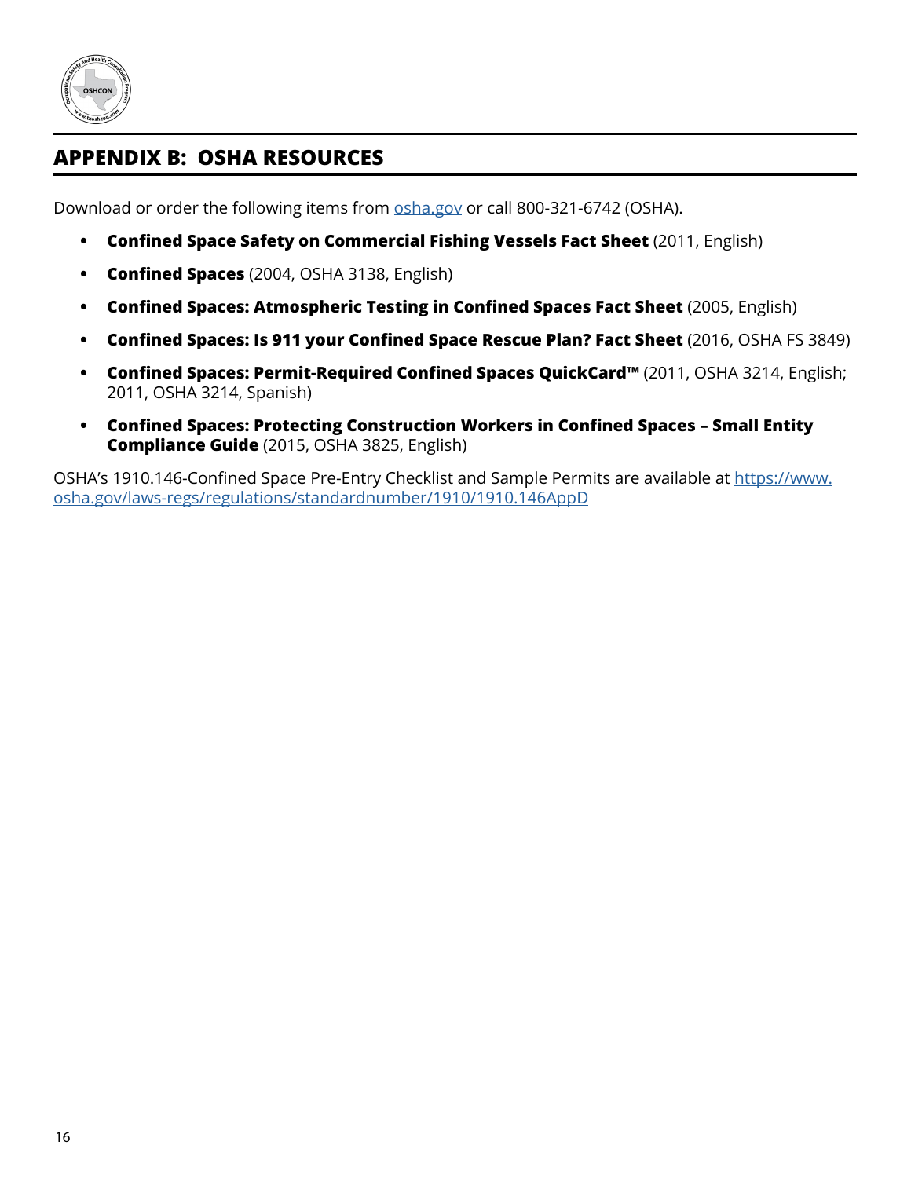## APPENDIX B: OSHA RESOURCES

Download or order the following items from [osha.gov](osha.gov) or call 800-321-6742 (OSHA).

- **Confined Space Safety on Commercial Fishing Vessels Fact Sheet** (2011, English)
- **Confined Spaces** (2004, OSHA 3138, English)
- **Confined Spaces: Atmospheric Testing in Confined Spaces Fact Sheet** (2005, English)
- **Confined Spaces: Is 911 your Confined Space Rescue Plan? Fact Sheet** (2016, OSHA FS 3849)
- **Confined Spaces: Permit-Required Confined Spaces QuickCard™** (2011, OSHA 3214, English; 2011, OSHA 3214, Spanish)
- **Confined Spaces: Protecting Construction Workers in Confined Spaces – Small Entity Compliance Guide** (2015, OSHA 3825, English)

OSHA's 1910.146-Confined Space Pre-Entry Checklist and Sample Permits are available at [https://www.osha.gov/laws-regs/regulations/standardnumber/1910/1910.146AppD](https://www.osha.gov/laws-regs/regulations/standardnumber/1910/1910.146AppD)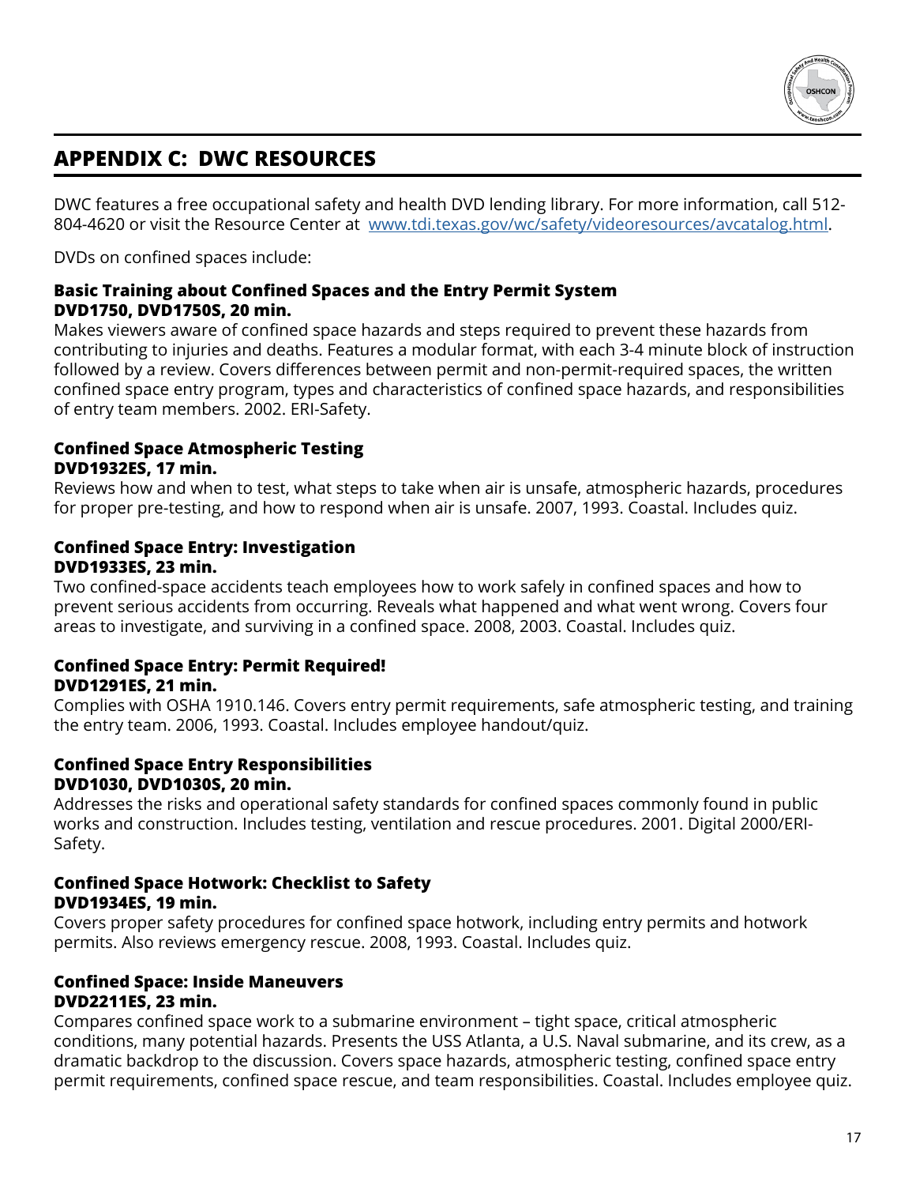## APPENDIX C: DWC RESOURCES

DWC features a free occupational safety and health DVD lending library. For more information, call 512-804-4620 or visit the Resource Center at [www.tdi.texas.gov/wc/safety/videoresources/avcatalog.html](www.tdi.texas.gov/wc/safety/videoresources/avcatalog.html).

DVDs on confined spaces include:

**Basic Training about Confined Spaces and the Entry Permit System**
**DVD1750, DVD1750S, 20 min.**
Makes viewers aware of confined space hazards and steps required to prevent these hazards from contributing to injuries and deaths. Features a modular format, with each 3-4 minute block of instruction followed by a review. Covers differences between permit and non-permit-required spaces, the written confined space entry program, types and characteristics of confined space hazards, and responsibilities of entry team members. 2002. ERI-Safety.

**Confined Space Atmospheric Testing**
**DVD1932ES, 17 min.**
Reviews how and when to test, what steps to take when air is unsafe, atmospheric hazards, procedures for proper pre-testing, and how to respond when air is unsafe. 2007, 1993. Coastal. Includes quiz.

**Confined Space Entry: Investigation**
**DVD1933ES, 23 min.**
Two confined-space accidents teach employees how to work safely in confined spaces and how to prevent serious accidents from occurring. Reveals what happened and what went wrong. Covers four areas to investigate, and surviving in a confined space. 2008, 2003. Coastal. Includes quiz.

**Confined Space Entry: Permit Required!**
**DVD1291ES, 21 min.**
Complies with OSHA 1910.146. Covers entry permit requirements, safe atmospheric testing, and training the entry team. 2006, 1993. Coastal. Includes employee handout/quiz.

**Confined Space Entry Responsibilities**
**DVD1030, DVD1030S, 20 min.**
Addresses the risks and operational safety standards for confined spaces commonly found in public works and construction. Includes testing, ventilation and rescue procedures. 2001. Digital 2000/ERI-Safety.

**Confined Space Hotwork: Checklist to Safety**
**DVD1934ES, 19 min.**
Covers proper safety procedures for confined space hotwork, including entry permits and hotwork permits. Also reviews emergency rescue. 2008, 1993. Coastal. Includes quiz.

**Confined Space: Inside Maneuvers**
**DVD2211ES, 23 min.**
Compares confined space work to a submarine environment – tight space, critical atmospheric conditions, many potential hazards. Presents the USS Atlanta, a U.S. Naval submarine, and its crew, as a dramatic backdrop to the discussion. Covers space hazards, atmospheric testing, confined space entry permit requirements, confined space rescue, and team responsibilities. Coastal. Includes employee quiz.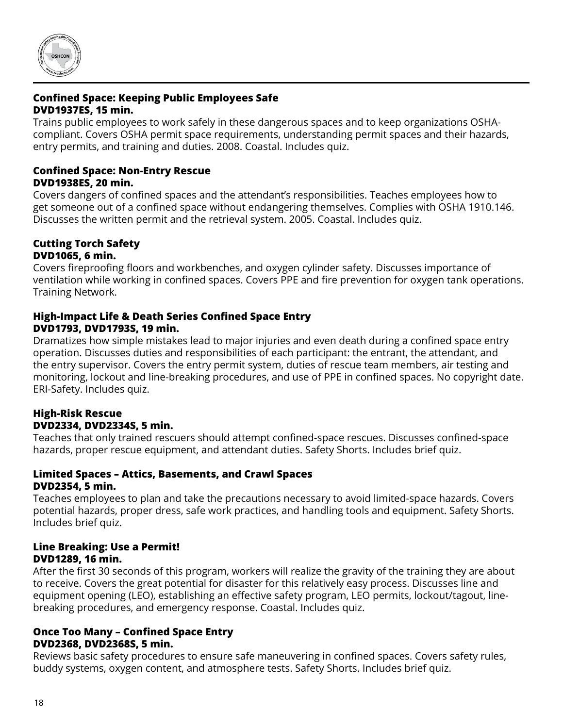**Confined Space: Keeping Public Employees Safe**
**DVD1937ES, 15 min.**
Trains public employees to work safely in these dangerous spaces and to keep organizations OSHA-compliant. Covers OSHA permit space requirements, understanding permit spaces and their hazards, entry permits, and training and duties. 2008. Coastal. Includes quiz.

**Confined Space: Non-Entry Rescue**
**DVD1938ES, 20 min.**
Covers dangers of confined spaces and the attendant's responsibilities. Teaches employees how to get someone out of a confined space without endangering themselves. Complies with OSHA 1910.146. Discusses the written permit and the retrieval system. 2005. Coastal. Includes quiz.

**Cutting Torch Safety**
**DVD1065, 6 min.**
Covers fireproofing floors and workbenches, and oxygen cylinder safety. Discusses importance of ventilation while working in confined spaces. Covers PPE and fire prevention for oxygen tank operations. Training Network.

**High-Impact Life & Death Series Confined Space Entry**
**DVD1793, DVD1793S, 19 min.**
Dramatizes how simple mistakes lead to major injuries and even death during a confined space entry operation. Discusses duties and responsibilities of each participant: the entrant, the attendant, and the entry supervisor. Covers the entry permit system, duties of rescue team members, air testing and monitoring, lockout and line-breaking procedures, and use of PPE in confined spaces. No copyright date. ERI-Safety. Includes quiz.

**High-Risk Rescue**
**DVD2334, DVD2334S, 5 min.**
Teaches that only trained rescuers should attempt confined-space rescues. Discusses confined-space hazards, proper rescue equipment, and attendant duties. Safety Shorts. Includes brief quiz.

**Limited Spaces – Attics, Basements, and Crawl Spaces**
**DVD2354, 5 min.**
Teaches employees to plan and take the precautions necessary to avoid limited-space hazards. Covers potential hazards, proper dress, safe work practices, and handling tools and equipment. Safety Shorts. Includes brief quiz.

**Line Breaking: Use a Permit!**
**DVD1289, 16 min.**
After the first 30 seconds of this program, workers will realize the gravity of the training they are about to receive. Covers the great potential for disaster for this relatively easy process. Discusses line and equipment opening (LEO), establishing an effective safety program, LEO permits, lockout/tagout, line-breaking procedures, and emergency response. Coastal. Includes quiz.

**Once Too Many – Confined Space Entry**
**DVD2368, DVD2368S, 5 min.**
Reviews basic safety procedures to ensure safe maneuvering in confined spaces. Covers safety rules, buddy systems, oxygen content, and atmosphere tests. Safety Shorts. Includes brief quiz.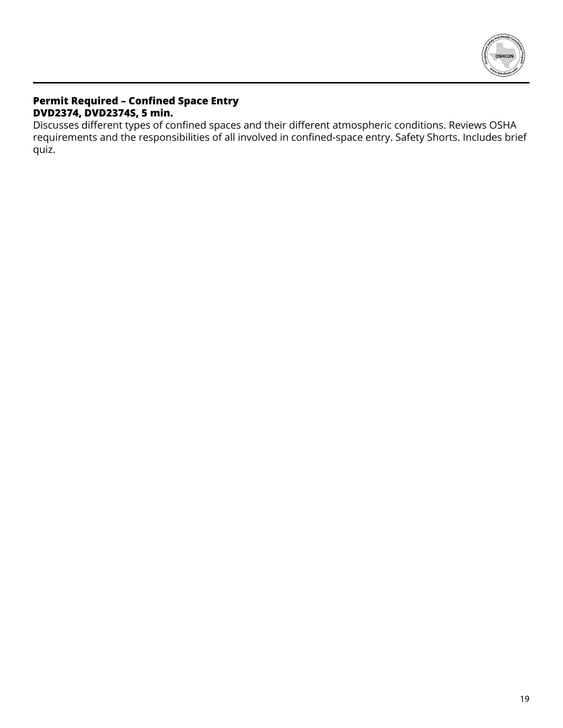**Permit Required – Confined Space Entry**
**DVD2374, DVD2374S, 5 min.**
Discusses different types of confined spaces and their different atmospheric conditions. Reviews OSHA requirements and the responsibilities of all involved in confined-space entry. Safety Shorts. Includes brief quiz.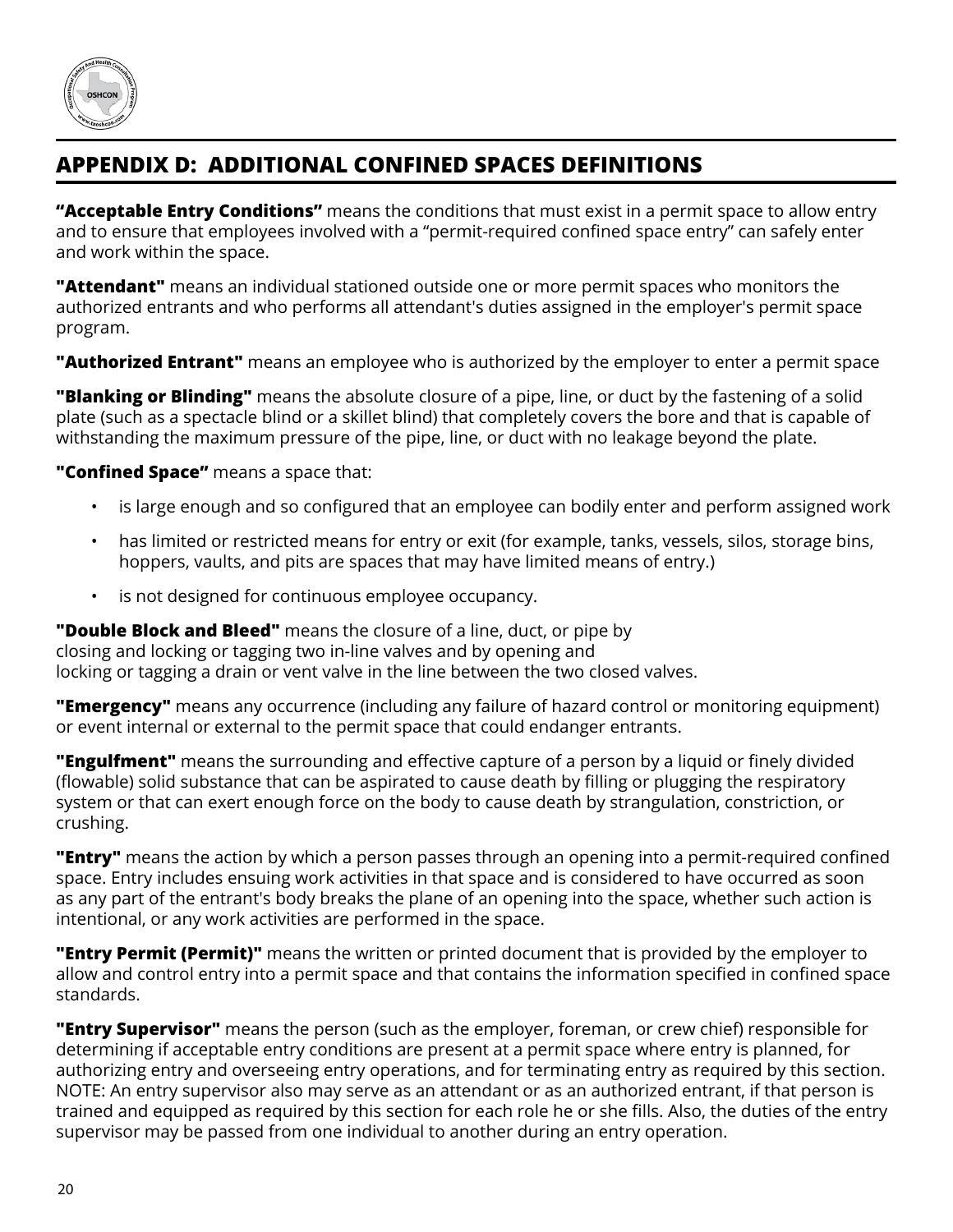## APPENDIX D: ADDITIONAL CONFINED SPACES DEFINITIONS

**“Acceptable Entry Conditions”** means the conditions that must exist in a permit space to allow entry and to ensure that employees involved with a “permit-required confined space entry” can safely enter and work within the space.

**"Attendant"** means an individual stationed outside one or more permit spaces who monitors the authorized entrants and who performs all attendant's duties assigned in the employer's permit space program.

**"Authorized Entrant"** means an employee who is authorized by the employer to enter a permit space

**"Blanking or Blinding"** means the absolute closure of a pipe, line, or duct by the fastening of a solid plate (such as a spectacle blind or a skillet blind) that completely covers the bore and that is capable of withstanding the maximum pressure of the pipe, line, or duct with no leakage beyond the plate.

**"Confined Space”** means a space that:

- is large enough and so configured that an employee can bodily enter and perform assigned work
- has limited or restricted means for entry or exit (for example, tanks, vessels, silos, storage bins, hoppers, vaults, and pits are spaces that may have limited means of entry.)
- is not designed for continuous employee occupancy.

**"Double Block and Bleed"** means the closure of a line, duct, or pipe by closing and locking or tagging two in-line valves and by opening and locking or tagging a drain or vent valve in the line between the two closed valves.

**"Emergency"** means any occurrence (including any failure of hazard control or monitoring equipment) or event internal or external to the permit space that could endanger entrants.

**"Engulfment"** means the surrounding and effective capture of a person by a liquid or finely divided (flowable) solid substance that can be aspirated to cause death by filling or plugging the respiratory system or that can exert enough force on the body to cause death by strangulation, constriction, or crushing.

**"Entry"** means the action by which a person passes through an opening into a permit-required confined space. Entry includes ensuing work activities in that space and is considered to have occurred as soon as any part of the entrant's body breaks the plane of an opening into the space, whether such action is intentional, or any work activities are performed in the space.

**"Entry Permit (Permit)"** means the written or printed document that is provided by the employer to allow and control entry into a permit space and that contains the information specified in confined space standards.

**"Entry Supervisor"** means the person (such as the employer, foreman, or crew chief) responsible for determining if acceptable entry conditions are present at a permit space where entry is planned, for authorizing entry and overseeing entry operations, and for terminating entry as required by this section. NOTE: An entry supervisor also may serve as an attendant or as an authorized entrant, if that person is trained and equipped as required by this section for each role he or she fills. Also, the duties of the entry supervisor may be passed from one individual to another during an entry operation.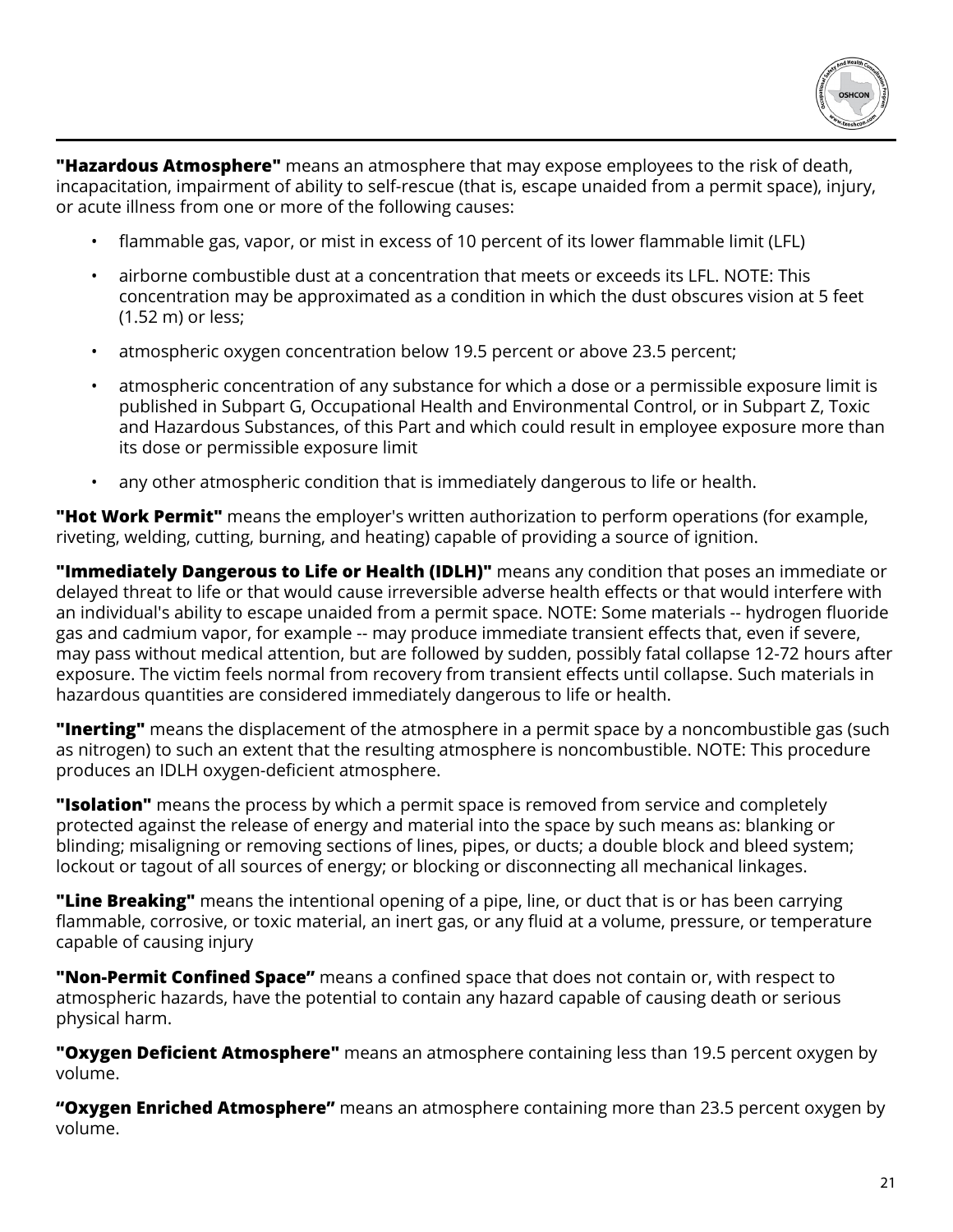**"Hazardous Atmosphere"** means an atmosphere that may expose employees to the risk of death, incapacitation, impairment of ability to self-rescue (that is, escape unaided from a permit space), injury, or acute illness from one or more of the following causes:

- flammable gas, vapor, or mist in excess of 10 percent of its lower flammable limit (LFL)
- airborne combustible dust at a concentration that meets or exceeds its LFL. NOTE: This concentration may be approximated as a condition in which the dust obscures vision at 5 feet (1.52 m) or less;
- atmospheric oxygen concentration below 19.5 percent or above 23.5 percent;
- atmospheric concentration of any substance for which a dose or a permissible exposure limit is published in Subpart G, Occupational Health and Environmental Control, or in Subpart Z, Toxic and Hazardous Substances, of this Part and which could result in employee exposure more than its dose or permissible exposure limit
- any other atmospheric condition that is immediately dangerous to life or health.

**"Hot Work Permit"** means the employer's written authorization to perform operations (for example, riveting, welding, cutting, burning, and heating) capable of providing a source of ignition.

**"Immediately Dangerous to Life or Health (IDLH)"** means any condition that poses an immediate or delayed threat to life or that would cause irreversible adverse health effects or that would interfere with an individual's ability to escape unaided from a permit space. NOTE: Some materials -- hydrogen fluoride gas and cadmium vapor, for example -- may produce immediate transient effects that, even if severe, may pass without medical attention, but are followed by sudden, possibly fatal collapse 12-72 hours after exposure. The victim feels normal from recovery from transient effects until collapse. Such materials in hazardous quantities are considered immediately dangerous to life or health.

**"Inerting"** means the displacement of the atmosphere in a permit space by a noncombustible gas (such as nitrogen) to such an extent that the resulting atmosphere is noncombustible. NOTE: This procedure produces an IDLH oxygen-deficient atmosphere.

**"Isolation"** means the process by which a permit space is removed from service and completely protected against the release of energy and material into the space by such means as: blanking or blinding; misaligning or removing sections of lines, pipes, or ducts; a double block and bleed system; lockout or tagout of all sources of energy; or blocking or disconnecting all mechanical linkages.

**"Line Breaking"** means the intentional opening of a pipe, line, or duct that is or has been carrying flammable, corrosive, or toxic material, an inert gas, or any fluid at a volume, pressure, or temperature capable of causing injury

**"Non-Permit Confined Space"** means a confined space that does not contain or, with respect to atmospheric hazards, have the potential to contain any hazard capable of causing death or serious physical harm.

**"Oxygen Deficient Atmosphere"** means an atmosphere containing less than 19.5 percent oxygen by volume.

**"Oxygen Enriched Atmosphere"** means an atmosphere containing more than 23.5 percent oxygen by volume.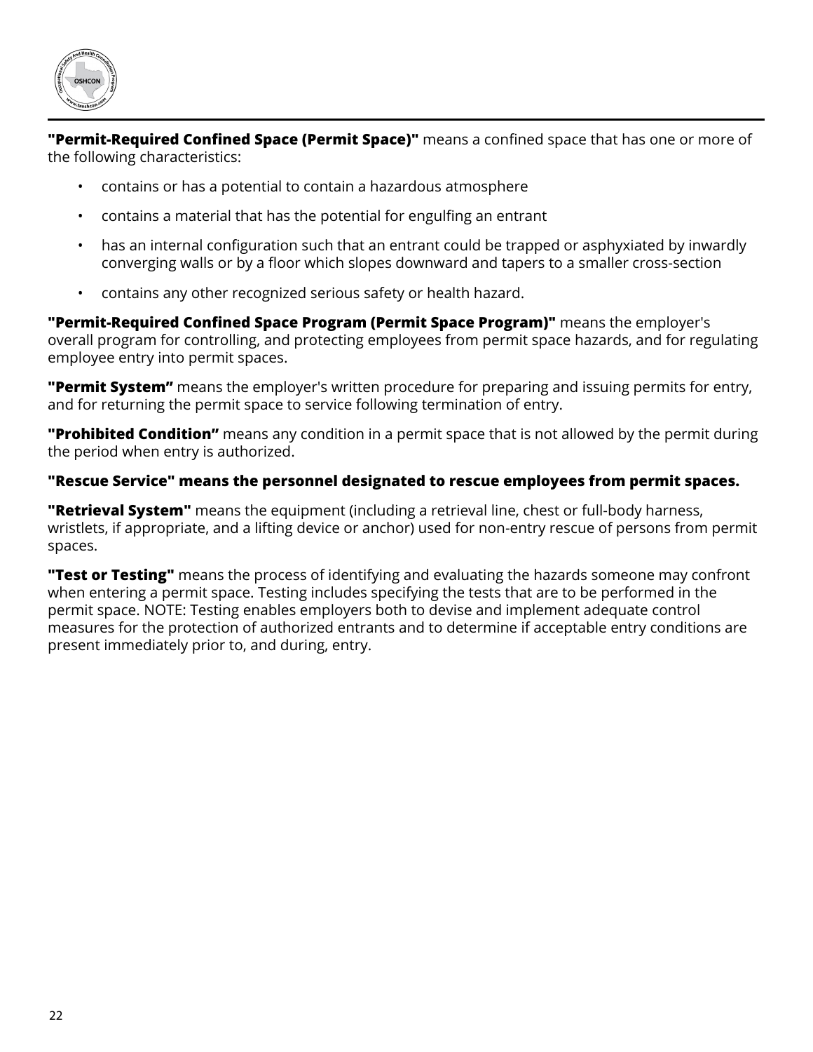**"Permit-Required Confined Space (Permit Space)"** means a confined space that has one or more of the following characteristics:

- contains or has a potential to contain a hazardous atmosphere
- contains a material that has the potential for engulfing an entrant
- has an internal configuration such that an entrant could be trapped or asphyxiated by inwardly converging walls or by a floor which slopes downward and tapers to a smaller cross-section
- contains any other recognized serious safety or health hazard.

**"Permit-Required Confined Space Program (Permit Space Program)"** means the employer's overall program for controlling, and protecting employees from permit space hazards, and for regulating employee entry into permit spaces.

**"Permit System"** means the employer's written procedure for preparing and issuing permits for entry, and for returning the permit space to service following termination of entry.

**"Prohibited Condition"** means any condition in a permit space that is not allowed by the permit during the period when entry is authorized.

**"Rescue Service" means the personnel designated to rescue employees from permit spaces.**

**"Retrieval System"** means the equipment (including a retrieval line, chest or full-body harness, wristlets, if appropriate, and a lifting device or anchor) used for non-entry rescue of persons from permit spaces.

**"Test or Testing"** means the process of identifying and evaluating the hazards someone may confront when entering a permit space. Testing includes specifying the tests that are to be performed in the permit space. NOTE: Testing enables employers both to devise and implement adequate control measures for the protection of authorized entrants and to determine if acceptable entry conditions are present immediately prior to, and during, entry.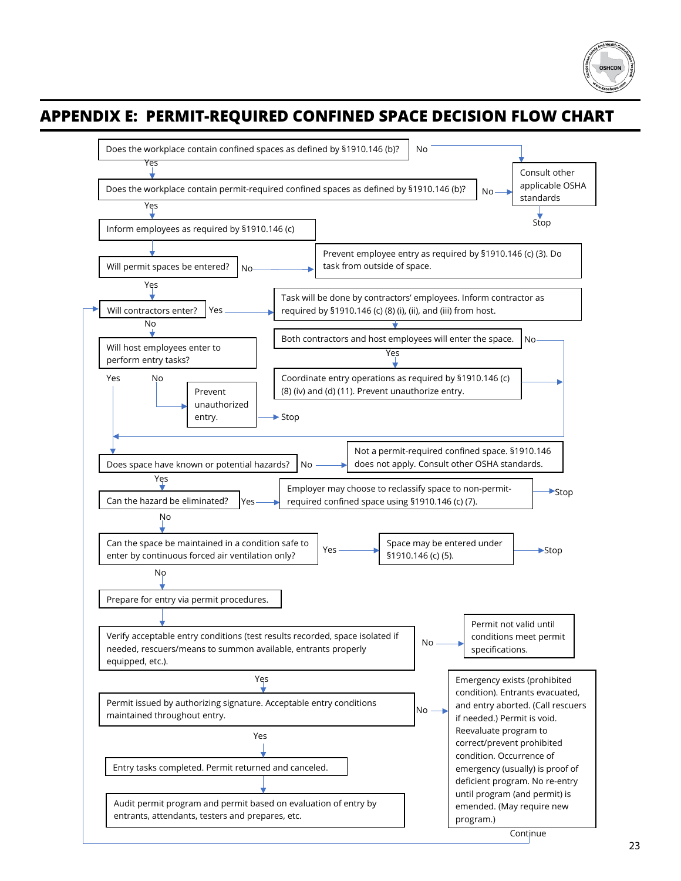# APPENDIX E: PERMIT-REQUIRED CONFINED SPACE DECISION FLOW CHART

Does the workplace contain confined spaces as defined by §1910.146 (b)?

No

Consult other applicable OSHA standards

Stop

Yes

Does the workplace contain permit-required confined spaces as defined by §1910.146 (b)?

No

Yes

Inform employees as required by §1910.146 (c)

Will permit spaces be entered?

No

Prevent employee entry as required by §1910.146 (c) (3). Do task from outside of space.

Yes

Will contractors enter?

Yes

Task will be done by contractors' employees. Inform contractor as required by §1910.146 (c) (8) (i), (ii), and (iii) from host.

Both contractors and host employees will enter the space.

No

Yes

Coordinate entry operations as required by §1910.146 (c) (8) (iv) and (d) (11). Prevent unauthorize entry.

No

Will host employees enter to perform entry tasks?

Yes

No

Prevent unauthorized entry.

Stop

Does space have known or potential hazards?

No

Not a permit-required confined space. §1910.146 does not apply. Consult other OSHA standards.

Yes

Can the hazard be eliminated?

Yes

Employer may choose to reclassify space to non-permit-required confined space using §1910.146 (c) (7).

Stop

No

Can the space be maintained in a condition safe to enter by continuous forced air ventilation only?

Yes

Space may be entered under §1910.146 (c) (5).

Stop

No

Prepare for entry via permit procedures.

Verify acceptable entry conditions (test results recorded, space isolated if needed, rescuers/means to summon available, entrants properly equipped, etc.).

No

Permit not valid until conditions meet permit specifications.

Yes

Permit issued by authorizing signature. Acceptable entry conditions maintained throughout entry.

No

Emergency exists (prohibited condition). Entrants evacuated, and entry aborted. (Call rescuers if needed.) Permit is void. Reevaluate program to correct/prevent prohibited condition. Occurrence of emergency (usually) is proof of deficient program. No re-entry until program (and permit) is emended. (May require new program.)

Continue

Yes

Entry tasks completed. Permit returned and canceled.

Audit permit program and permit based on evaluation of entry by entrants, attendants, testers and prepares, etc.